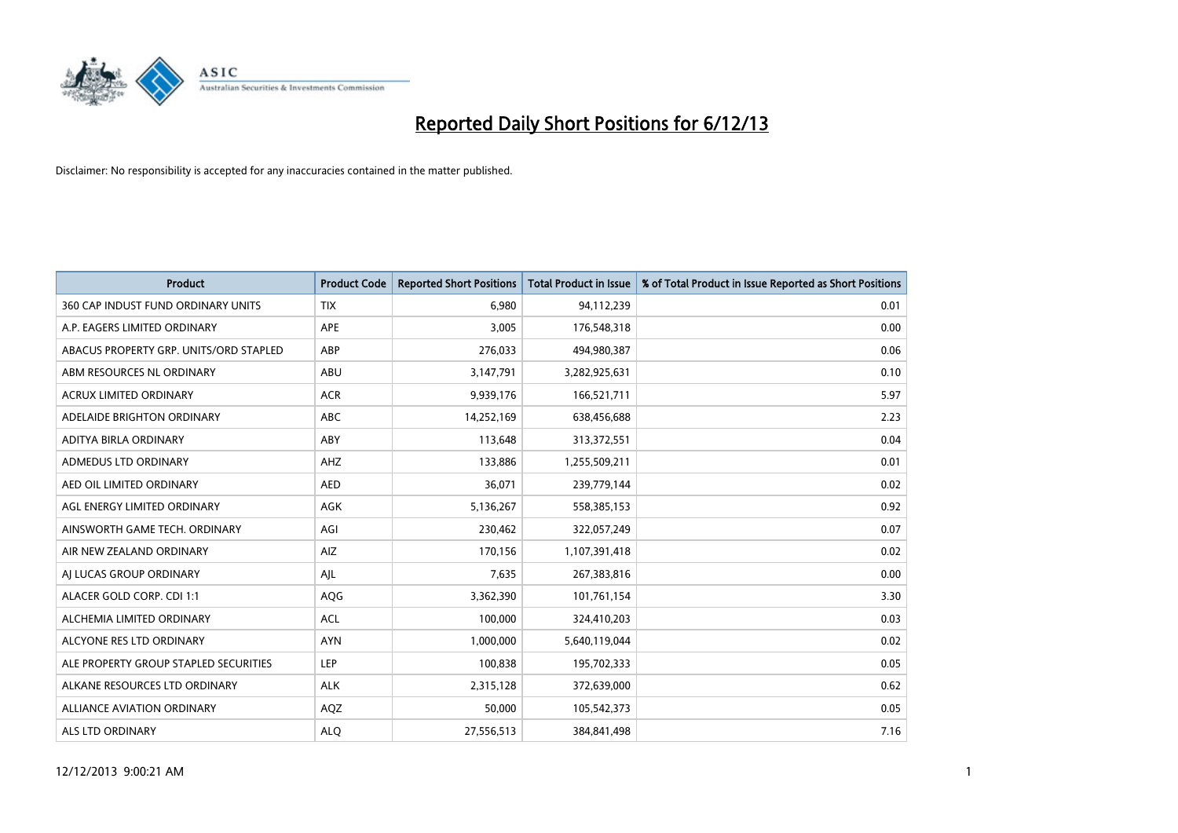# Reported Daily Short Positions for 6/12/13

Disclaimer: No responsibility is accepted for any inaccuracies contained in the matter published.

| Product | Product Code | Reported Short Positions | Total Product in Issue | % of Total Product in Issue Reported as Short Positions |
|---|---|---|---|---|
| 360 CAP INDUST FUND ORDINARY UNITS | TIX | 6,980 | 94,112,239 | 0.01 |
| A.P. EAGERS LIMITED ORDINARY | APE | 3,005 | 176,548,318 | 0.00 |
| ABACUS PROPERTY GRP. UNITS/ORD STAPLED | ABP | 276,033 | 494,980,387 | 0.06 |
| ABM RESOURCES NL ORDINARY | ABU | 3,147,791 | 3,282,925,631 | 0.10 |
| ACRUX LIMITED ORDINARY | ACR | 9,939,176 | 166,521,711 | 5.97 |
| ADELAIDE BRIGHTON ORDINARY | ABC | 14,252,169 | 638,456,688 | 2.23 |
| ADITYA BIRLA ORDINARY | ABY | 113,648 | 313,372,551 | 0.04 |
| ADMEDUS LTD ORDINARY | AHZ | 133,886 | 1,255,509,211 | 0.01 |
| AED OIL LIMITED ORDINARY | AED | 36,071 | 239,779,144 | 0.02 |
| AGL ENERGY LIMITED ORDINARY | AGK | 5,136,267 | 558,385,153 | 0.92 |
| AINSWORTH GAME TECH. ORDINARY | AGI | 230,462 | 322,057,249 | 0.07 |
| AIR NEW ZEALAND ORDINARY | AIZ | 170,156 | 1,107,391,418 | 0.02 |
| AJ LUCAS GROUP ORDINARY | AJL | 7,635 | 267,383,816 | 0.00 |
| ALACER GOLD CORP. CDI 1:1 | AQG | 3,362,390 | 101,761,154 | 3.30 |
| ALCHEMIA LIMITED ORDINARY | ACL | 100,000 | 324,410,203 | 0.03 |
| ALCYONE RES LTD ORDINARY | AYN | 1,000,000 | 5,640,119,044 | 0.02 |
| ALE PROPERTY GROUP STAPLED SECURITIES | LEP | 100,838 | 195,702,333 | 0.05 |
| ALKANE RESOURCES LTD ORDINARY | ALK | 2,315,128 | 372,639,000 | 0.62 |
| ALLIANCE AVIATION ORDINARY | AQZ | 50,000 | 105,542,373 | 0.05 |
| ALS LTD ORDINARY | ALQ | 27,556,513 | 384,841,498 | 7.16 |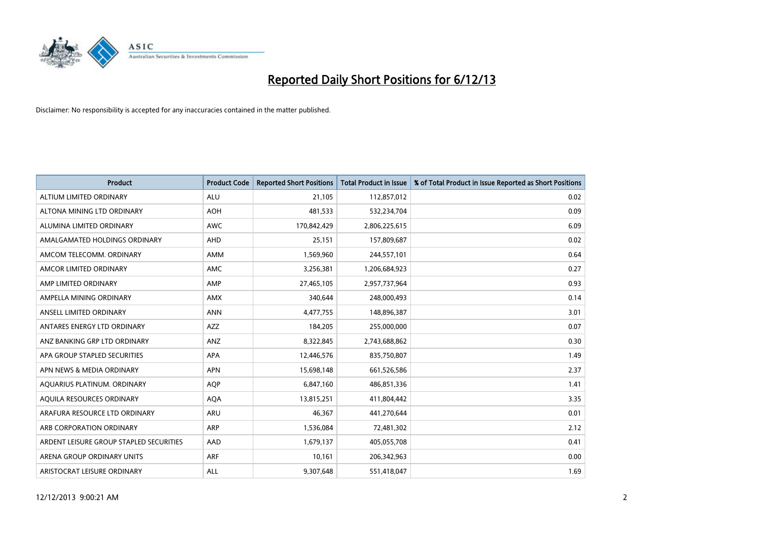# Reported Daily Short Positions for 6/12/13

Disclaimer: No responsibility is accepted for any inaccuracies contained in the matter published.

| Product | Product Code | Reported Short Positions | Total Product in Issue | % of Total Product in Issue Reported as Short Positions |
|---|---|---|---|---|
| ALTIUM LIMITED ORDINARY | ALU | 21,105 | 112,857,012 | 0.02 |
| ALTONA MINING LTD ORDINARY | AOH | 481,533 | 532,234,704 | 0.09 |
| ALUMINA LIMITED ORDINARY | AWC | 170,842,429 | 2,806,225,615 | 6.09 |
| AMALGAMATED HOLDINGS ORDINARY | AHD | 25,151 | 157,809,687 | 0.02 |
| AMCOM TELECOMM. ORDINARY | AMM | 1,569,960 | 244,557,101 | 0.64 |
| AMCOR LIMITED ORDINARY | AMC | 3,256,381 | 1,206,684,923 | 0.27 |
| AMP LIMITED ORDINARY | AMP | 27,465,105 | 2,957,737,964 | 0.93 |
| AMPELLA MINING ORDINARY | AMX | 340,644 | 248,000,493 | 0.14 |
| ANSELL LIMITED ORDINARY | ANN | 4,477,755 | 148,896,387 | 3.01 |
| ANTARES ENERGY LTD ORDINARY | AZZ | 184,205 | 255,000,000 | 0.07 |
| ANZ BANKING GRP LTD ORDINARY | ANZ | 8,322,845 | 2,743,688,862 | 0.30 |
| APA GROUP STAPLED SECURITIES | APA | 12,446,576 | 835,750,807 | 1.49 |
| APN NEWS & MEDIA ORDINARY | APN | 15,698,148 | 661,526,586 | 2.37 |
| AQUARIUS PLATINUM. ORDINARY | AQP | 6,847,160 | 486,851,336 | 1.41 |
| AQUILA RESOURCES ORDINARY | AQA | 13,815,251 | 411,804,442 | 3.35 |
| ARAFURA RESOURCE LTD ORDINARY | ARU | 46,367 | 441,270,644 | 0.01 |
| ARB CORPORATION ORDINARY | ARP | 1,536,084 | 72,481,302 | 2.12 |
| ARDENT LEISURE GROUP STAPLED SECURITIES | AAD | 1,679,137 | 405,055,708 | 0.41 |
| ARENA GROUP ORDINARY UNITS | ARF | 10,161 | 206,342,963 | 0.00 |
| ARISTOCRAT LEISURE ORDINARY | ALL | 9,307,648 | 551,418,047 | 1.69 |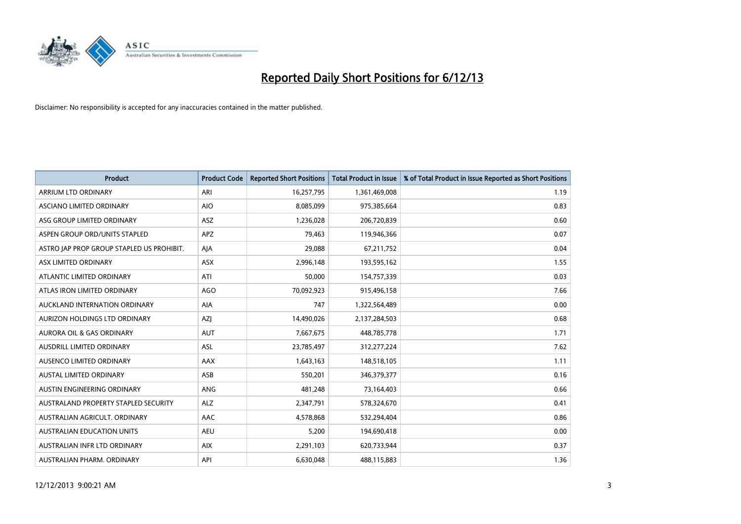# Reported Daily Short Positions for 6/12/13

Disclaimer: No responsibility is accepted for any inaccuracies contained in the matter published.

| Product | Product Code | Reported Short Positions | Total Product in Issue | % of Total Product in Issue Reported as Short Positions |
|---|---|---|---|---|
| ARRIUM LTD ORDINARY | ARI | 16,257,795 | 1,361,469,008 | 1.19 |
| ASCIANO LIMITED ORDINARY | AIO | 8,085,099 | 975,385,664 | 0.83 |
| ASG GROUP LIMITED ORDINARY | ASZ | 1,236,028 | 206,720,839 | 0.60 |
| ASPEN GROUP ORD/UNITS STAPLED | APZ | 79,463 | 119,946,366 | 0.07 |
| ASTRO JAP PROP GROUP STAPLED US PROHIBIT. | AJA | 29,088 | 67,211,752 | 0.04 |
| ASX LIMITED ORDINARY | ASX | 2,996,148 | 193,595,162 | 1.55 |
| ATLANTIC LIMITED ORDINARY | ATI | 50,000 | 154,757,339 | 0.03 |
| ATLAS IRON LIMITED ORDINARY | AGO | 70,092,923 | 915,496,158 | 7.66 |
| AUCKLAND INTERNATION ORDINARY | AIA | 747 | 1,322,564,489 | 0.00 |
| AURIZON HOLDINGS LTD ORDINARY | AZJ | 14,490,026 | 2,137,284,503 | 0.68 |
| AURORA OIL & GAS ORDINARY | AUT | 7,667,675 | 448,785,778 | 1.71 |
| AUSDRILL LIMITED ORDINARY | ASL | 23,785,497 | 312,277,224 | 7.62 |
| AUSENCO LIMITED ORDINARY | AAX | 1,643,163 | 148,518,105 | 1.11 |
| AUSTAL LIMITED ORDINARY | ASB | 550,201 | 346,379,377 | 0.16 |
| AUSTIN ENGINEERING ORDINARY | ANG | 481,248 | 73,164,403 | 0.66 |
| AUSTRALAND PROPERTY STAPLED SECURITY | ALZ | 2,347,791 | 578,324,670 | 0.41 |
| AUSTRALIAN AGRICULT. ORDINARY | AAC | 4,578,868 | 532,294,404 | 0.86 |
| AUSTRALIAN EDUCATION UNITS | AEU | 5,200 | 194,690,418 | 0.00 |
| AUSTRALIAN INFR LTD ORDINARY | AIX | 2,291,103 | 620,733,944 | 0.37 |
| AUSTRALIAN PHARM. ORDINARY | API | 6,630,048 | 488,115,883 | 1.36 |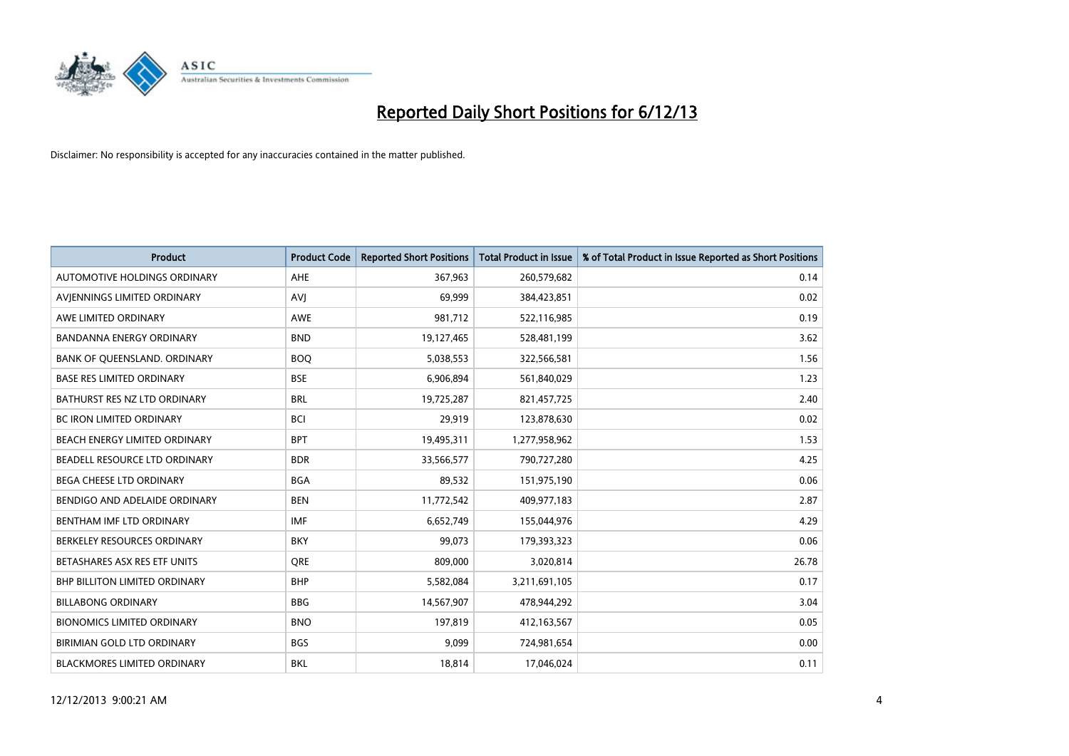# Reported Daily Short Positions for 6/12/13

Disclaimer: No responsibility is accepted for any inaccuracies contained in the matter published.

| Product | Product Code | Reported Short Positions | Total Product in Issue | % of Total Product in Issue Reported as Short Positions |
|---|---|---|---|---|
| AUTOMOTIVE HOLDINGS ORDINARY | AHE | 367,963 | 260,579,682 | 0.14 |
| AVJENNINGS LIMITED ORDINARY | AVJ | 69,999 | 384,423,851 | 0.02 |
| AWE LIMITED ORDINARY | AWE | 981,712 | 522,116,985 | 0.19 |
| BANDANNA ENERGY ORDINARY | BND | 19,127,465 | 528,481,199 | 3.62 |
| BANK OF QUEENSLAND. ORDINARY | BOQ | 5,038,553 | 322,566,581 | 1.56 |
| BASE RES LIMITED ORDINARY | BSE | 6,906,894 | 561,840,029 | 1.23 |
| BATHURST RES NZ LTD ORDINARY | BRL | 19,725,287 | 821,457,725 | 2.40 |
| BC IRON LIMITED ORDINARY | BCI | 29,919 | 123,878,630 | 0.02 |
| BEACH ENERGY LIMITED ORDINARY | BPT | 19,495,311 | 1,277,958,962 | 1.53 |
| BEADELL RESOURCE LTD ORDINARY | BDR | 33,566,577 | 790,727,280 | 4.25 |
| BEGA CHEESE LTD ORDINARY | BGA | 89,532 | 151,975,190 | 0.06 |
| BENDIGO AND ADELAIDE ORDINARY | BEN | 11,772,542 | 409,977,183 | 2.87 |
| BENTHAM IMF LTD ORDINARY | IMF | 6,652,749 | 155,044,976 | 4.29 |
| BERKELEY RESOURCES ORDINARY | BKY | 99,073 | 179,393,323 | 0.06 |
| BETASHARES ASX RES ETF UNITS | QRE | 809,000 | 3,020,814 | 26.78 |
| BHP BILLITON LIMITED ORDINARY | BHP | 5,582,084 | 3,211,691,105 | 0.17 |
| BILLABONG ORDINARY | BBG | 14,567,907 | 478,944,292 | 3.04 |
| BIONOMICS LIMITED ORDINARY | BNO | 197,819 | 412,163,567 | 0.05 |
| BIRIMIAN GOLD LTD ORDINARY | BGS | 9,099 | 724,981,654 | 0.00 |
| BLACKMORES LIMITED ORDINARY | BKL | 18,814 | 17,046,024 | 0.11 |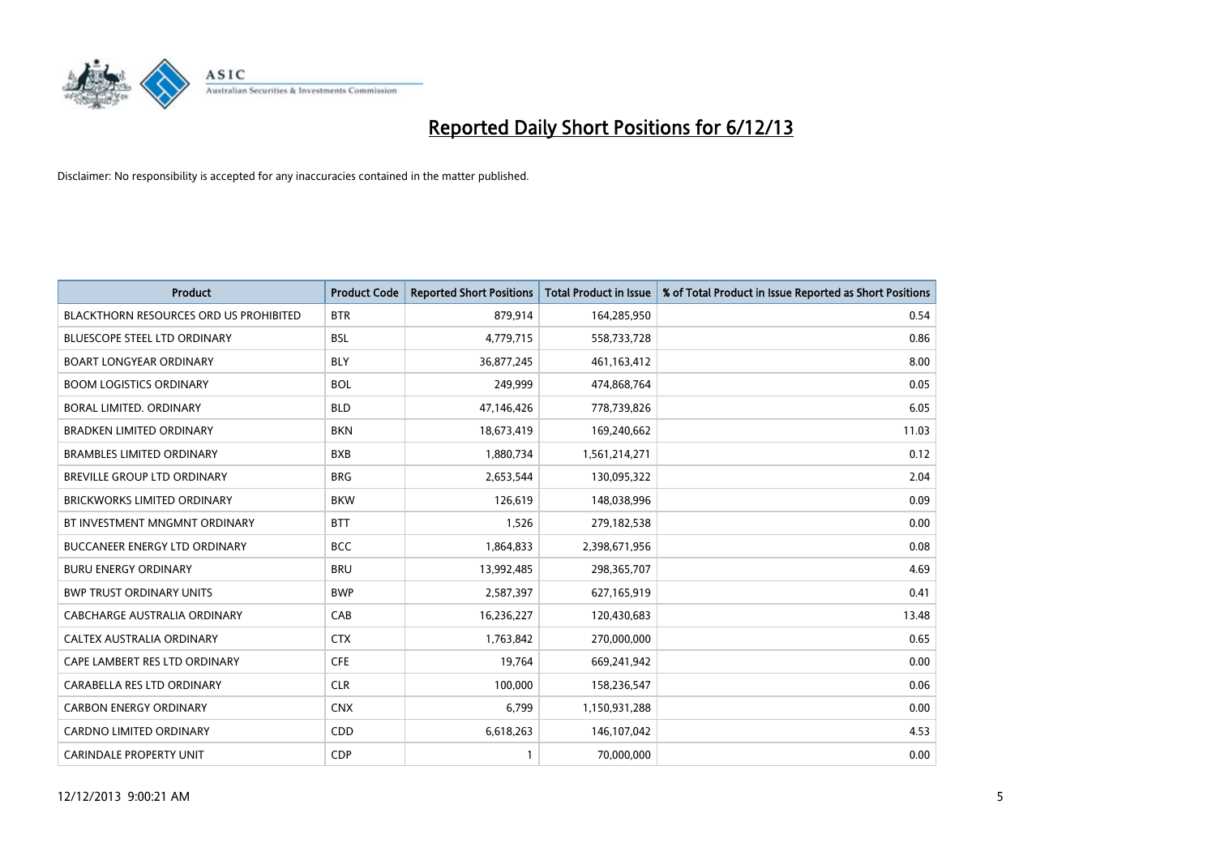# Reported Daily Short Positions for 6/12/13

Disclaimer: No responsibility is accepted for any inaccuracies contained in the matter published.

| Product | Product Code | Reported Short Positions | Total Product in Issue | % of Total Product in Issue Reported as Short Positions |
| --- | --- | --- | --- | --- |
| BLACKTHORN RESOURCES ORD US PROHIBITED | BTR | 879,914 | 164,285,950 | 0.54 |
| BLUESCOPE STEEL LTD ORDINARY | BSL | 4,779,715 | 558,733,728 | 0.86 |
| BOART LONGYEAR ORDINARY | BLY | 36,877,245 | 461,163,412 | 8.00 |
| BOOM LOGISTICS ORDINARY | BOL | 249,999 | 474,868,764 | 0.05 |
| BORAL LIMITED. ORDINARY | BLD | 47,146,426 | 778,739,826 | 6.05 |
| BRADKEN LIMITED ORDINARY | BKN | 18,673,419 | 169,240,662 | 11.03 |
| BRAMBLES LIMITED ORDINARY | BXB | 1,880,734 | 1,561,214,271 | 0.12 |
| BREVILLE GROUP LTD ORDINARY | BRG | 2,653,544 | 130,095,322 | 2.04 |
| BRICKWORKS LIMITED ORDINARY | BKW | 126,619 | 148,038,996 | 0.09 |
| BT INVESTMENT MNGMNT ORDINARY | BTT | 1,526 | 279,182,538 | 0.00 |
| BUCCANEER ENERGY LTD ORDINARY | BCC | 1,864,833 | 2,398,671,956 | 0.08 |
| BURU ENERGY ORDINARY | BRU | 13,992,485 | 298,365,707 | 4.69 |
| BWP TRUST ORDINARY UNITS | BWP | 2,587,397 | 627,165,919 | 0.41 |
| CABCHARGE AUSTRALIA ORDINARY | CAB | 16,236,227 | 120,430,683 | 13.48 |
| CALTEX AUSTRALIA ORDINARY | CTX | 1,763,842 | 270,000,000 | 0.65 |
| CAPE LAMBERT RES LTD ORDINARY | CFE | 19,764 | 669,241,942 | 0.00 |
| CARABELLA RES LTD ORDINARY | CLR | 100,000 | 158,236,547 | 0.06 |
| CARBON ENERGY ORDINARY | CNX | 6,799 | 1,150,931,288 | 0.00 |
| CARDNO LIMITED ORDINARY | CDD | 6,618,263 | 146,107,042 | 4.53 |
| CARINDALE PROPERTY UNIT | CDP | 1 | 70,000,000 | 0.00 |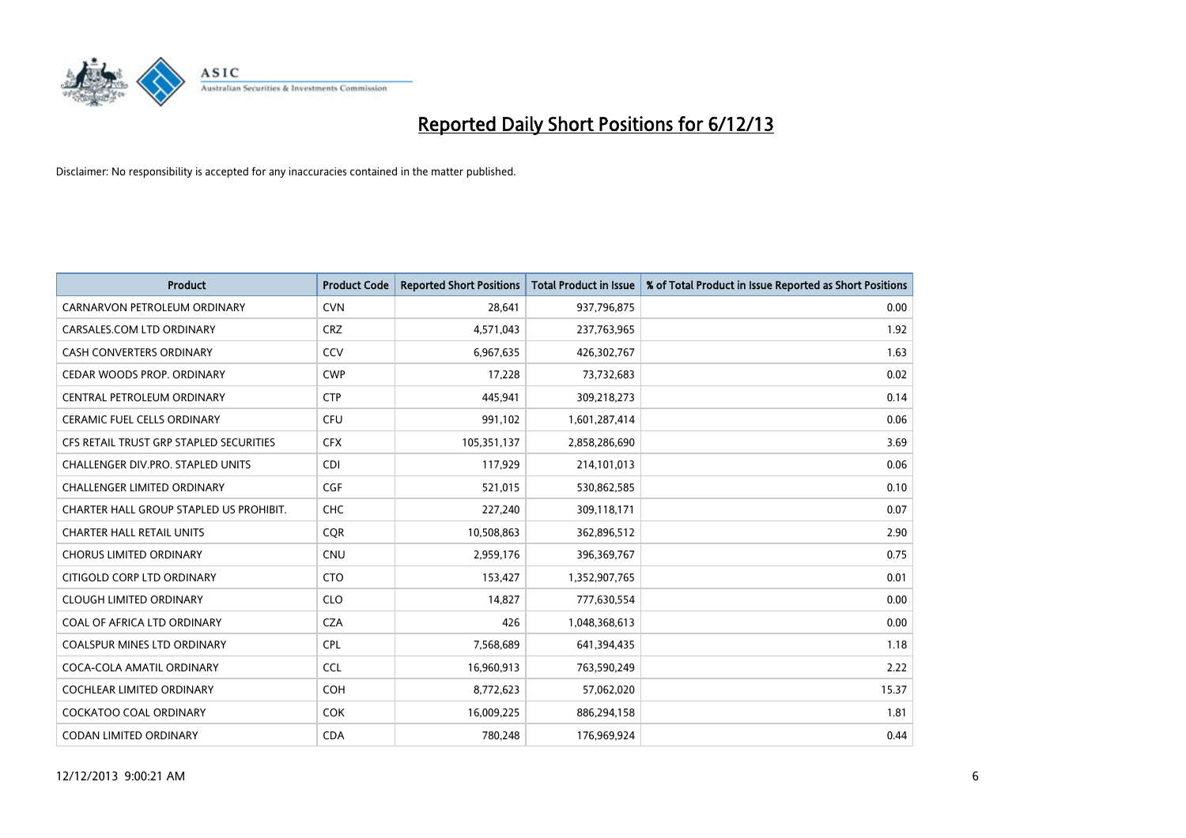# Reported Daily Short Positions for 6/12/13

Disclaimer: No responsibility is accepted for any inaccuracies contained in the matter published.

| Product | Product Code | Reported Short Positions | Total Product in Issue | % of Total Product in Issue Reported as Short Positions |
|---|---|---|---|---|
| CARNARVON PETROLEUM ORDINARY | CVN | 28,641 | 937,796,875 | 0.00 |
| CARSALES.COM LTD ORDINARY | CRZ | 4,571,043 | 237,763,965 | 1.92 |
| CASH CONVERTERS ORDINARY | CCV | 6,967,635 | 426,302,767 | 1.63 |
| CEDAR WOODS PROP. ORDINARY | CWP | 17,228 | 73,732,683 | 0.02 |
| CENTRAL PETROLEUM ORDINARY | CTP | 445,941 | 309,218,273 | 0.14 |
| CERAMIC FUEL CELLS ORDINARY | CFU | 991,102 | 1,601,287,414 | 0.06 |
| CFS RETAIL TRUST GRP STAPLED SECURITIES | CFX | 105,351,137 | 2,858,286,690 | 3.69 |
| CHALLENGER DIV.PRO. STAPLED UNITS | CDI | 117,929 | 214,101,013 | 0.06 |
| CHALLENGER LIMITED ORDINARY | CGF | 521,015 | 530,862,585 | 0.10 |
| CHARTER HALL GROUP STAPLED US PROHIBIT. | CHC | 227,240 | 309,118,171 | 0.07 |
| CHARTER HALL RETAIL UNITS | CQR | 10,508,863 | 362,896,512 | 2.90 |
| CHORUS LIMITED ORDINARY | CNU | 2,959,176 | 396,369,767 | 0.75 |
| CITIGOLD CORP LTD ORDINARY | CTO | 153,427 | 1,352,907,765 | 0.01 |
| CLOUGH LIMITED ORDINARY | CLO | 14,827 | 777,630,554 | 0.00 |
| COAL OF AFRICA LTD ORDINARY | CZA | 426 | 1,048,368,613 | 0.00 |
| COALSPUR MINES LTD ORDINARY | CPL | 7,568,689 | 641,394,435 | 1.18 |
| COCA-COLA AMATIL ORDINARY | CCL | 16,960,913 | 763,590,249 | 2.22 |
| COCHLEAR LIMITED ORDINARY | COH | 8,772,623 | 57,062,020 | 15.37 |
| COCKATOO COAL ORDINARY | COK | 16,009,225 | 886,294,158 | 1.81 |
| CODAN LIMITED ORDINARY | CDA | 780,248 | 176,969,924 | 0.44 |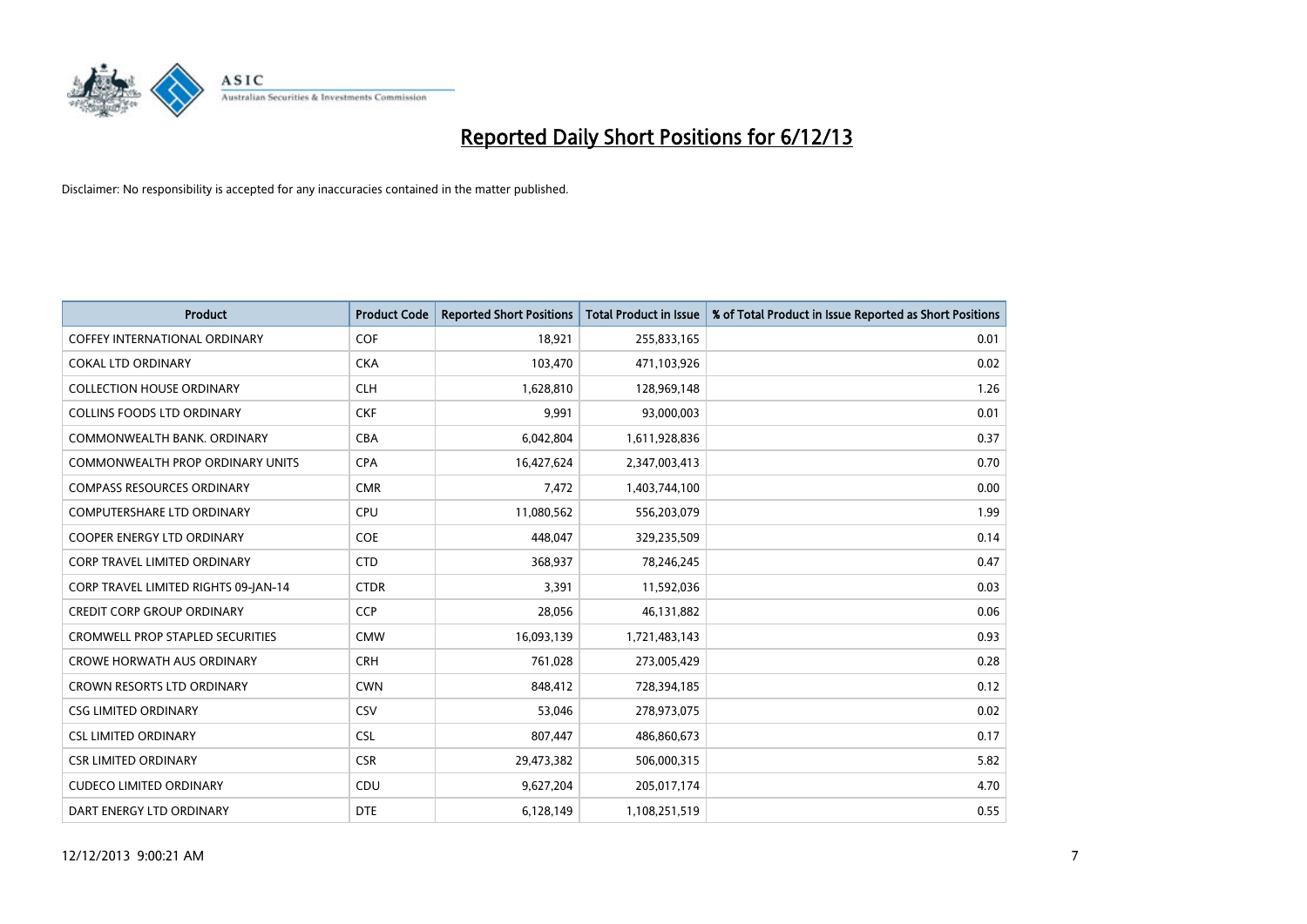# Reported Daily Short Positions for 6/12/13

Disclaimer: No responsibility is accepted for any inaccuracies contained in the matter published.

| Product | Product Code | Reported Short Positions | Total Product in Issue | % of Total Product in Issue Reported as Short Positions |
|---|---|---|---|---|
| COFFEY INTERNATIONAL ORDINARY | COF | 18,921 | 255,833,165 | 0.01 |
| COKAL LTD ORDINARY | CKA | 103,470 | 471,103,926 | 0.02 |
| COLLECTION HOUSE ORDINARY | CLH | 1,628,810 | 128,969,148 | 1.26 |
| COLLINS FOODS LTD ORDINARY | CKF | 9,991 | 93,000,003 | 0.01 |
| COMMONWEALTH BANK. ORDINARY | CBA | 6,042,804 | 1,611,928,836 | 0.37 |
| COMMONWEALTH PROP ORDINARY UNITS | CPA | 16,427,624 | 2,347,003,413 | 0.70 |
| COMPASS RESOURCES ORDINARY | CMR | 7,472 | 1,403,744,100 | 0.00 |
| COMPUTERSHARE LTD ORDINARY | CPU | 11,080,562 | 556,203,079 | 1.99 |
| COOPER ENERGY LTD ORDINARY | COE | 448,047 | 329,235,509 | 0.14 |
| CORP TRAVEL LIMITED ORDINARY | CTD | 368,937 | 78,246,245 | 0.47 |
| CORP TRAVEL LIMITED RIGHTS 09-JAN-14 | CTDR | 3,391 | 11,592,036 | 0.03 |
| CREDIT CORP GROUP ORDINARY | CCP | 28,056 | 46,131,882 | 0.06 |
| CROMWELL PROP STAPLED SECURITIES | CMW | 16,093,139 | 1,721,483,143 | 0.93 |
| CROWE HORWATH AUS ORDINARY | CRH | 761,028 | 273,005,429 | 0.28 |
| CROWN RESORTS LTD ORDINARY | CWN | 848,412 | 728,394,185 | 0.12 |
| CSG LIMITED ORDINARY | CSV | 53,046 | 278,973,075 | 0.02 |
| CSL LIMITED ORDINARY | CSL | 807,447 | 486,860,673 | 0.17 |
| CSR LIMITED ORDINARY | CSR | 29,473,382 | 506,000,315 | 5.82 |
| CUDECO LIMITED ORDINARY | CDU | 9,627,204 | 205,017,174 | 4.70 |
| DART ENERGY LTD ORDINARY | DTE | 6,128,149 | 1,108,251,519 | 0.55 |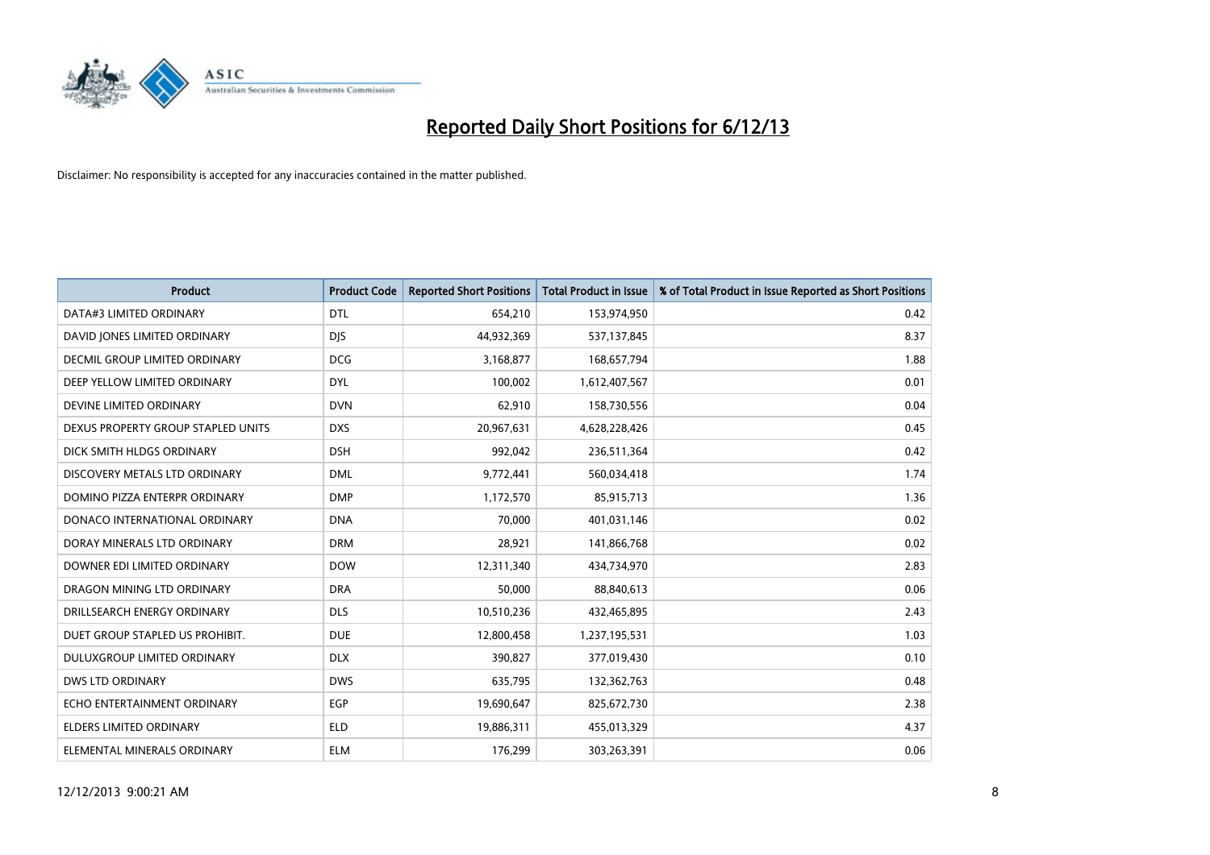# Reported Daily Short Positions for 6/12/13

Disclaimer: No responsibility is accepted for any inaccuracies contained in the matter published.

| Product | Product Code | Reported Short Positions | Total Product in Issue | % of Total Product in Issue Reported as Short Positions |
| --- | --- | --- | --- | --- |
| DATA#3 LIMITED ORDINARY | DTL | 654,210 | 153,974,950 | 0.42 |
| DAVID JONES LIMITED ORDINARY | DJS | 44,932,369 | 537,137,845 | 8.37 |
| DECMIL GROUP LIMITED ORDINARY | DCG | 3,168,877 | 168,657,794 | 1.88 |
| DEEP YELLOW LIMITED ORDINARY | DYL | 100,002 | 1,612,407,567 | 0.01 |
| DEVINE LIMITED ORDINARY | DVN | 62,910 | 158,730,556 | 0.04 |
| DEXUS PROPERTY GROUP STAPLED UNITS | DXS | 20,967,631 | 4,628,228,426 | 0.45 |
| DICK SMITH HLDGS ORDINARY | DSH | 992,042 | 236,511,364 | 0.42 |
| DISCOVERY METALS LTD ORDINARY | DML | 9,772,441 | 560,034,418 | 1.74 |
| DOMINO PIZZA ENTERPR ORDINARY | DMP | 1,172,570 | 85,915,713 | 1.36 |
| DONACO INTERNATIONAL ORDINARY | DNA | 70,000 | 401,031,146 | 0.02 |
| DORAY MINERALS LTD ORDINARY | DRM | 28,921 | 141,866,768 | 0.02 |
| DOWNER EDI LIMITED ORDINARY | DOW | 12,311,340 | 434,734,970 | 2.83 |
| DRAGON MINING LTD ORDINARY | DRA | 50,000 | 88,840,613 | 0.06 |
| DRILLSEARCH ENERGY ORDINARY | DLS | 10,510,236 | 432,465,895 | 2.43 |
| DUET GROUP STAPLED US PROHIBIT. | DUE | 12,800,458 | 1,237,195,531 | 1.03 |
| DULUXGROUP LIMITED ORDINARY | DLX | 390,827 | 377,019,430 | 0.10 |
| DWS LTD ORDINARY | DWS | 635,795 | 132,362,763 | 0.48 |
| ECHO ENTERTAINMENT ORDINARY | EGP | 19,690,647 | 825,672,730 | 2.38 |
| ELDERS LIMITED ORDINARY | ELD | 19,886,311 | 455,013,329 | 4.37 |
| ELEMENTAL MINERALS ORDINARY | ELM | 176,299 | 303,263,391 | 0.06 |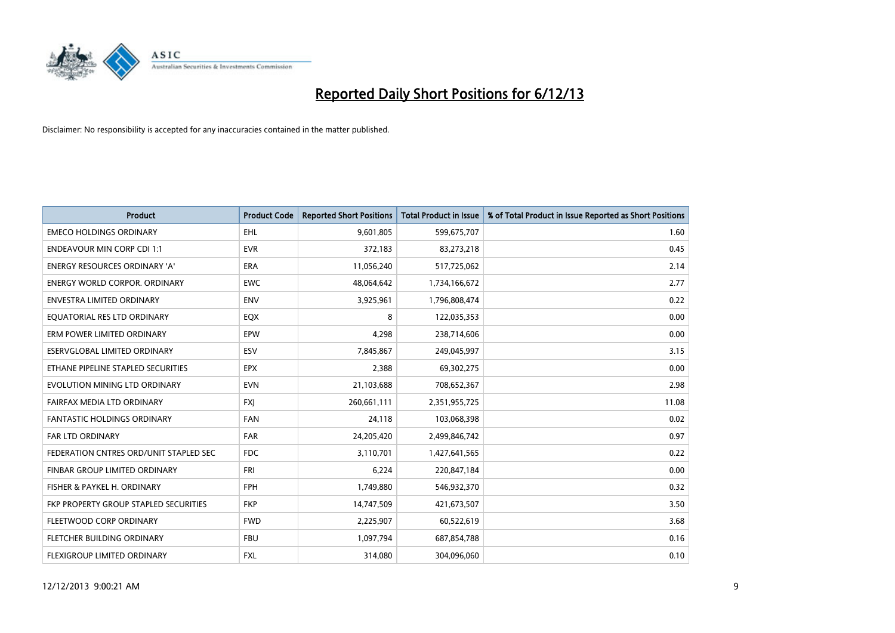# Reported Daily Short Positions for 6/12/13

Disclaimer: No responsibility is accepted for any inaccuracies contained in the matter published.

| Product | Product Code | Reported Short Positions | Total Product in Issue | % of Total Product in Issue Reported as Short Positions |
|---|---|---|---|---|
| EMECO HOLDINGS ORDINARY | EHL | 9,601,805 | 599,675,707 | 1.60 |
| ENDEAVOUR MIN CORP CDI 1:1 | EVR | 372,183 | 83,273,218 | 0.45 |
| ENERGY RESOURCES ORDINARY 'A' | ERA | 11,056,240 | 517,725,062 | 2.14 |
| ENERGY WORLD CORPOR. ORDINARY | EWC | 48,064,642 | 1,734,166,672 | 2.77 |
| ENVESTRA LIMITED ORDINARY | ENV | 3,925,961 | 1,796,808,474 | 0.22 |
| EQUATORIAL RES LTD ORDINARY | EQX | 8 | 122,035,353 | 0.00 |
| ERM POWER LIMITED ORDINARY | EPW | 4,298 | 238,714,606 | 0.00 |
| ESERVGLOBAL LIMITED ORDINARY | ESV | 7,845,867 | 249,045,997 | 3.15 |
| ETHANE PIPELINE STAPLED SECURITIES | EPX | 2,388 | 69,302,275 | 0.00 |
| EVOLUTION MINING LTD ORDINARY | EVN | 21,103,688 | 708,652,367 | 2.98 |
| FAIRFAX MEDIA LTD ORDINARY | FXJ | 260,661,111 | 2,351,955,725 | 11.08 |
| FANTASTIC HOLDINGS ORDINARY | FAN | 24,118 | 103,068,398 | 0.02 |
| FAR LTD ORDINARY | FAR | 24,205,420 | 2,499,846,742 | 0.97 |
| FEDERATION CNTRES ORD/UNIT STAPLED SEC | FDC | 3,110,701 | 1,427,641,565 | 0.22 |
| FINBAR GROUP LIMITED ORDINARY | FRI | 6,224 | 220,847,184 | 0.00 |
| FISHER & PAYKEL H. ORDINARY | FPH | 1,749,880 | 546,932,370 | 0.32 |
| FKP PROPERTY GROUP STAPLED SECURITIES | FKP | 14,747,509 | 421,673,507 | 3.50 |
| FLEETWOOD CORP ORDINARY | FWD | 2,225,907 | 60,522,619 | 3.68 |
| FLETCHER BUILDING ORDINARY | FBU | 1,097,794 | 687,854,788 | 0.16 |
| FLEXIGROUP LIMITED ORDINARY | FXL | 314,080 | 304,096,060 | 0.10 |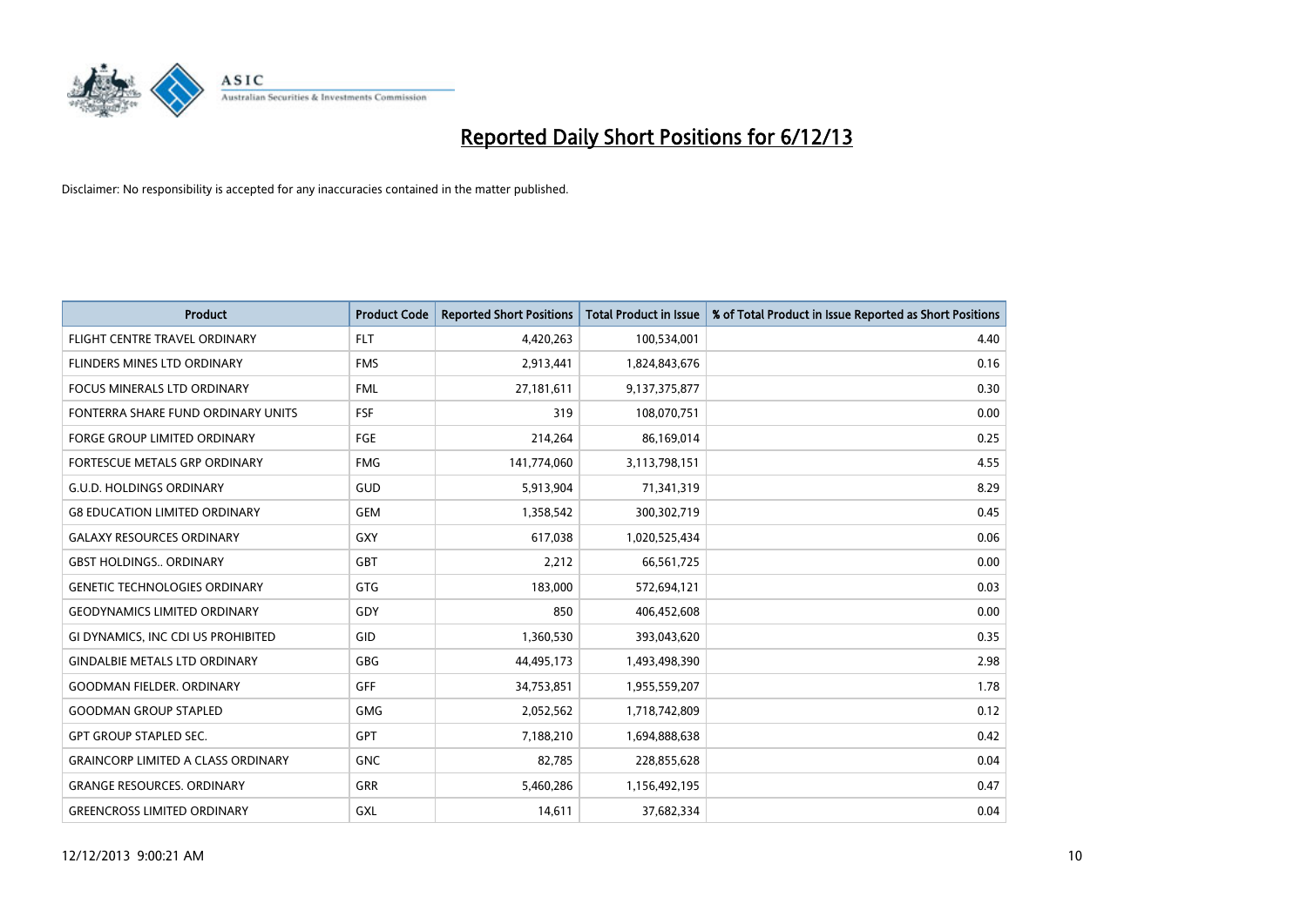# Reported Daily Short Positions for 6/12/13

Disclaimer: No responsibility is accepted for any inaccuracies contained in the matter published.

| Product | Product Code | Reported Short Positions | Total Product in Issue | % of Total Product in Issue Reported as Short Positions |
|---|---|---|---|---|
| FLIGHT CENTRE TRAVEL ORDINARY | FLT | 4,420,263 | 100,534,001 | 4.40 |
| FLINDERS MINES LTD ORDINARY | FMS | 2,913,441 | 1,824,843,676 | 0.16 |
| FOCUS MINERALS LTD ORDINARY | FML | 27,181,611 | 9,137,375,877 | 0.30 |
| FONTERRA SHARE FUND ORDINARY UNITS | FSF | 319 | 108,070,751 | 0.00 |
| FORGE GROUP LIMITED ORDINARY | FGE | 214,264 | 86,169,014 | 0.25 |
| FORTESCUE METALS GRP ORDINARY | FMG | 141,774,060 | 3,113,798,151 | 4.55 |
| G.U.D. HOLDINGS ORDINARY | GUD | 5,913,904 | 71,341,319 | 8.29 |
| G8 EDUCATION LIMITED ORDINARY | GEM | 1,358,542 | 300,302,719 | 0.45 |
| GALAXY RESOURCES ORDINARY | GXY | 617,038 | 1,020,525,434 | 0.06 |
| GBST HOLDINGS.. ORDINARY | GBT | 2,212 | 66,561,725 | 0.00 |
| GENETIC TECHNOLOGIES ORDINARY | GTG | 183,000 | 572,694,121 | 0.03 |
| GEODYNAMICS LIMITED ORDINARY | GDY | 850 | 406,452,608 | 0.00 |
| GI DYNAMICS, INC CDI US PROHIBITED | GID | 1,360,530 | 393,043,620 | 0.35 |
| GINDALBIE METALS LTD ORDINARY | GBG | 44,495,173 | 1,493,498,390 | 2.98 |
| GOODMAN FIELDER. ORDINARY | GFF | 34,753,851 | 1,955,559,207 | 1.78 |
| GOODMAN GROUP STAPLED | GMG | 2,052,562 | 1,718,742,809 | 0.12 |
| GPT GROUP STAPLED SEC. | GPT | 7,188,210 | 1,694,888,638 | 0.42 |
| GRAINCORP LIMITED A CLASS ORDINARY | GNC | 82,785 | 228,855,628 | 0.04 |
| GRANGE RESOURCES. ORDINARY | GRR | 5,460,286 | 1,156,492,195 | 0.47 |
| GREENCROSS LIMITED ORDINARY | GXL | 14,611 | 37,682,334 | 0.04 |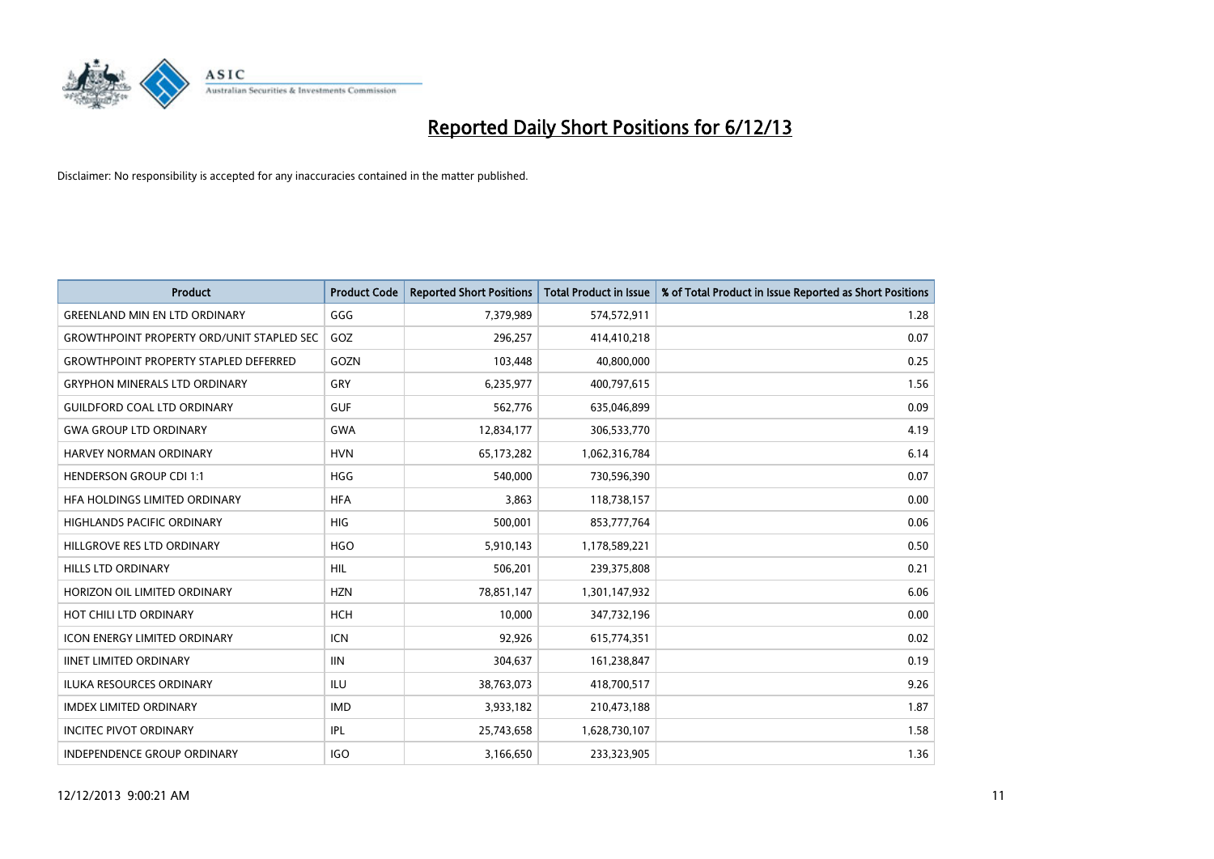# Reported Daily Short Positions for 6/12/13

Disclaimer: No responsibility is accepted for any inaccuracies contained in the matter published.

| Product | Product Code | Reported Short Positions | Total Product in Issue | % of Total Product in Issue Reported as Short Positions |
|---|---|---|---|---|
| GREENLAND MIN EN LTD ORDINARY | GGG | 7,379,989 | 574,572,911 | 1.28 |
| GROWTHPOINT PROPERTY ORD/UNIT STAPLED SEC | GOZ | 296,257 | 414,410,218 | 0.07 |
| GROWTHPOINT PROPERTY STAPLED DEFERRED | GOZN | 103,448 | 40,800,000 | 0.25 |
| GRYPHON MINERALS LTD ORDINARY | GRY | 6,235,977 | 400,797,615 | 1.56 |
| GUILDFORD COAL LTD ORDINARY | GUF | 562,776 | 635,046,899 | 0.09 |
| GWA GROUP LTD ORDINARY | GWA | 12,834,177 | 306,533,770 | 4.19 |
| HARVEY NORMAN ORDINARY | HVN | 65,173,282 | 1,062,316,784 | 6.14 |
| HENDERSON GROUP CDI 1:1 | HGG | 540,000 | 730,596,390 | 0.07 |
| HFA HOLDINGS LIMITED ORDINARY | HFA | 3,863 | 118,738,157 | 0.00 |
| HIGHLANDS PACIFIC ORDINARY | HIG | 500,001 | 853,777,764 | 0.06 |
| HILLGROVE RES LTD ORDINARY | HGO | 5,910,143 | 1,178,589,221 | 0.50 |
| HILLS LTD ORDINARY | HIL | 506,201 | 239,375,808 | 0.21 |
| HORIZON OIL LIMITED ORDINARY | HZN | 78,851,147 | 1,301,147,932 | 6.06 |
| HOT CHILI LTD ORDINARY | HCH | 10,000 | 347,732,196 | 0.00 |
| ICON ENERGY LIMITED ORDINARY | ICN | 92,926 | 615,774,351 | 0.02 |
| IINET LIMITED ORDINARY | IIN | 304,637 | 161,238,847 | 0.19 |
| ILUKA RESOURCES ORDINARY | ILU | 38,763,073 | 418,700,517 | 9.26 |
| IMDEX LIMITED ORDINARY | IMD | 3,933,182 | 210,473,188 | 1.87 |
| INCITEC PIVOT ORDINARY | IPL | 25,743,658 | 1,628,730,107 | 1.58 |
| INDEPENDENCE GROUP ORDINARY | IGO | 3,166,650 | 233,323,905 | 1.36 |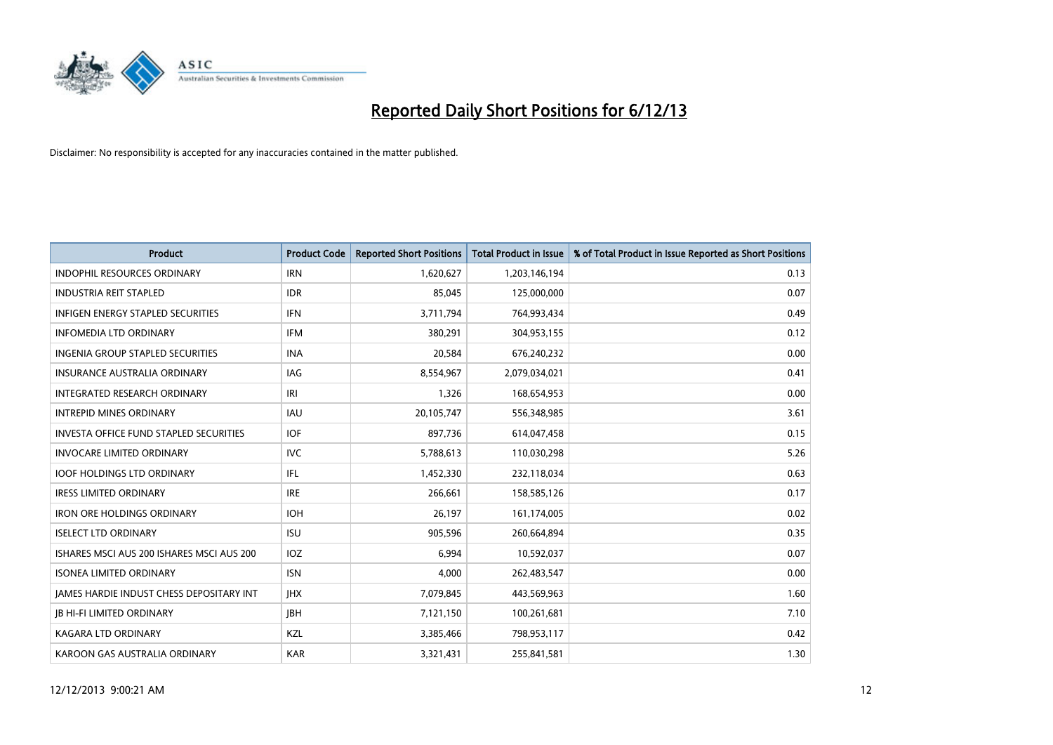# Reported Daily Short Positions for 6/12/13

Disclaimer: No responsibility is accepted for any inaccuracies contained in the matter published.

| Product | Product Code | Reported Short Positions | Total Product in Issue | % of Total Product in Issue Reported as Short Positions |
| --- | --- | --- | --- | --- |
| INDOPHIL RESOURCES ORDINARY | IRN | 1,620,627 | 1,203,146,194 | 0.13 |
| INDUSTRIA REIT STAPLED | IDR | 85,045 | 125,000,000 | 0.07 |
| INFIGEN ENERGY STAPLED SECURITIES | IFN | 3,711,794 | 764,993,434 | 0.49 |
| INFOMEDIA LTD ORDINARY | IFM | 380,291 | 304,953,155 | 0.12 |
| INGENIA GROUP STAPLED SECURITIES | INA | 20,584 | 676,240,232 | 0.00 |
| INSURANCE AUSTRALIA ORDINARY | IAG | 8,554,967 | 2,079,034,021 | 0.41 |
| INTEGRATED RESEARCH ORDINARY | IRI | 1,326 | 168,654,953 | 0.00 |
| INTREPID MINES ORDINARY | IAU | 20,105,747 | 556,348,985 | 3.61 |
| INVESTA OFFICE FUND STAPLED SECURITIES | IOF | 897,736 | 614,047,458 | 0.15 |
| INVOCARE LIMITED ORDINARY | IVC | 5,788,613 | 110,030,298 | 5.26 |
| IOOF HOLDINGS LTD ORDINARY | IFL | 1,452,330 | 232,118,034 | 0.63 |
| IRESS LIMITED ORDINARY | IRE | 266,661 | 158,585,126 | 0.17 |
| IRON ORE HOLDINGS ORDINARY | IOH | 26,197 | 161,174,005 | 0.02 |
| ISELECT LTD ORDINARY | ISU | 905,596 | 260,664,894 | 0.35 |
| ISHARES MSCI AUS 200 ISHARES MSCI AUS 200 | IOZ | 6,994 | 10,592,037 | 0.07 |
| ISONEA LIMITED ORDINARY | ISN | 4,000 | 262,483,547 | 0.00 |
| JAMES HARDIE INDUST CHESS DEPOSITARY INT | JHX | 7,079,845 | 443,569,963 | 1.60 |
| JB HI-FI LIMITED ORDINARY | JBH | 7,121,150 | 100,261,681 | 7.10 |
| KAGARA LTD ORDINARY | KZL | 3,385,466 | 798,953,117 | 0.42 |
| KAROON GAS AUSTRALIA ORDINARY | KAR | 3,321,431 | 255,841,581 | 1.30 |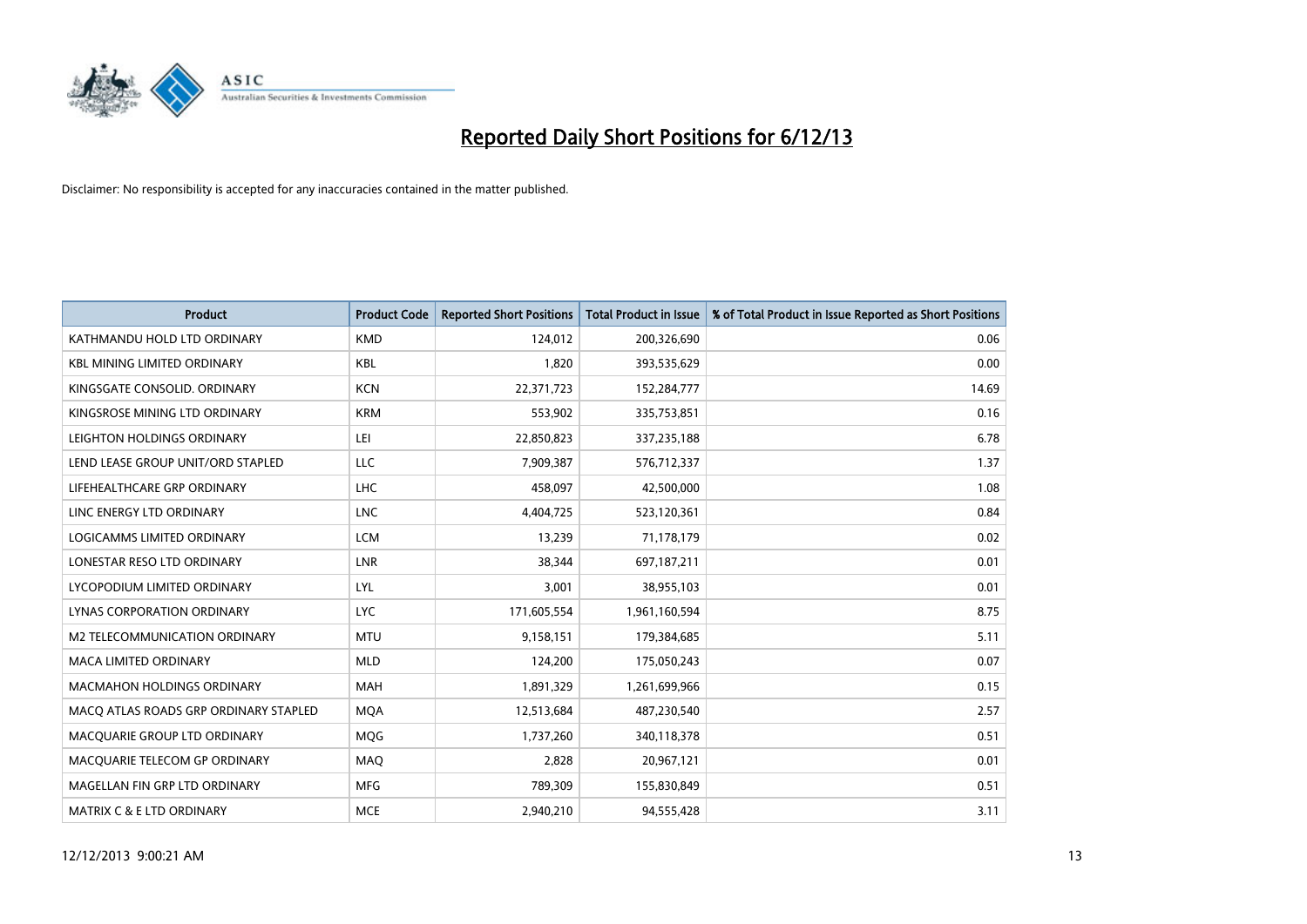# Reported Daily Short Positions for 6/12/13

Disclaimer: No responsibility is accepted for any inaccuracies contained in the matter published.

| Product | Product Code | Reported Short Positions | Total Product in Issue | % of Total Product in Issue Reported as Short Positions |
|---|---|---|---|---|
| KATHMANDU HOLD LTD ORDINARY | KMD | 124,012 | 200,326,690 | 0.06 |
| KBL MINING LIMITED ORDINARY | KBL | 1,820 | 393,535,629 | 0.00 |
| KINGSGATE CONSOLID. ORDINARY | KCN | 22,371,723 | 152,284,777 | 14.69 |
| KINGSROSE MINING LTD ORDINARY | KRM | 553,902 | 335,753,851 | 0.16 |
| LEIGHTON HOLDINGS ORDINARY | LEI | 22,850,823 | 337,235,188 | 6.78 |
| LEND LEASE GROUP UNIT/ORD STAPLED | LLC | 7,909,387 | 576,712,337 | 1.37 |
| LIFEHEALTHCARE GRP ORDINARY | LHC | 458,097 | 42,500,000 | 1.08 |
| LINC ENERGY LTD ORDINARY | LNC | 4,404,725 | 523,120,361 | 0.84 |
| LOGICAMMS LIMITED ORDINARY | LCM | 13,239 | 71,178,179 | 0.02 |
| LONESTAR RESO LTD ORDINARY | LNR | 38,344 | 697,187,211 | 0.01 |
| LYCOPODIUM LIMITED ORDINARY | LYL | 3,001 | 38,955,103 | 0.01 |
| LYNAS CORPORATION ORDINARY | LYC | 171,605,554 | 1,961,160,594 | 8.75 |
| M2 TELECOMMUNICATION ORDINARY | MTU | 9,158,151 | 179,384,685 | 5.11 |
| MACA LIMITED ORDINARY | MLD | 124,200 | 175,050,243 | 0.07 |
| MACMAHON HOLDINGS ORDINARY | MAH | 1,891,329 | 1,261,699,966 | 0.15 |
| MACQ ATLAS ROADS GRP ORDINARY STAPLED | MQA | 12,513,684 | 487,230,540 | 2.57 |
| MACQUARIE GROUP LTD ORDINARY | MQG | 1,737,260 | 340,118,378 | 0.51 |
| MACQUARIE TELECOM GP ORDINARY | MAQ | 2,828 | 20,967,121 | 0.01 |
| MAGELLAN FIN GRP LTD ORDINARY | MFG | 789,309 | 155,830,849 | 0.51 |
| MATRIX C & E LTD ORDINARY | MCE | 2,940,210 | 94,555,428 | 3.11 |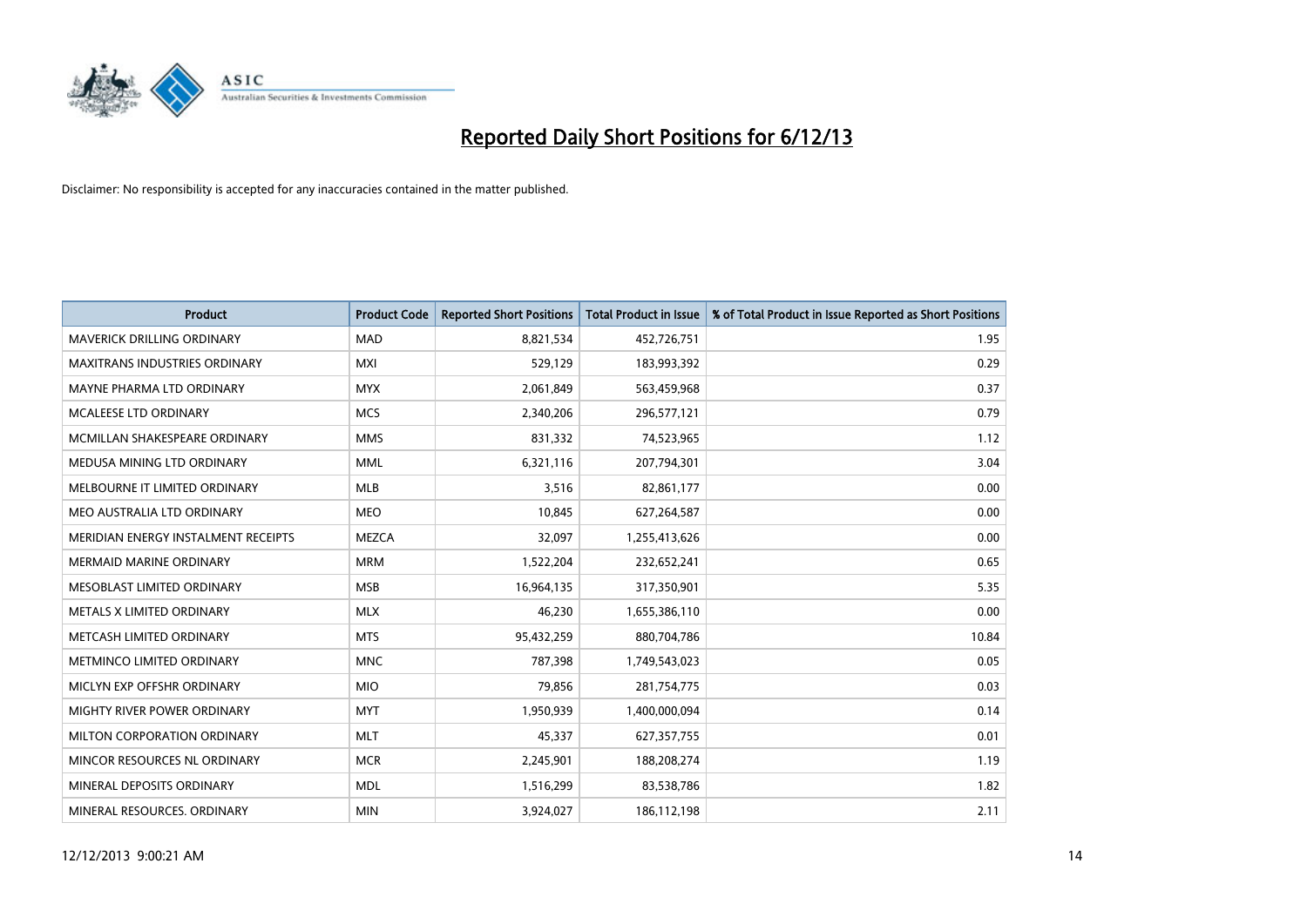# Reported Daily Short Positions for 6/12/13

Disclaimer: No responsibility is accepted for any inaccuracies contained in the matter published.

| Product | Product Code | Reported Short Positions | Total Product in Issue | % of Total Product in Issue Reported as Short Positions |
|---|---|---|---|---|
| MAVERICK DRILLING ORDINARY | MAD | 8,821,534 | 452,726,751 | 1.95 |
| MAXITRANS INDUSTRIES ORDINARY | MXI | 529,129 | 183,993,392 | 0.29 |
| MAYNE PHARMA LTD ORDINARY | MYX | 2,061,849 | 563,459,968 | 0.37 |
| MCALEESE LTD ORDINARY | MCS | 2,340,206 | 296,577,121 | 0.79 |
| MCMILLAN SHAKESPEARE ORDINARY | MMS | 831,332 | 74,523,965 | 1.12 |
| MEDUSA MINING LTD ORDINARY | MML | 6,321,116 | 207,794,301 | 3.04 |
| MELBOURNE IT LIMITED ORDINARY | MLB | 3,516 | 82,861,177 | 0.00 |
| MEO AUSTRALIA LTD ORDINARY | MEO | 10,845 | 627,264,587 | 0.00 |
| MERIDIAN ENERGY INSTALMENT RECEIPTS | MEZCA | 32,097 | 1,255,413,626 | 0.00 |
| MERMAID MARINE ORDINARY | MRM | 1,522,204 | 232,652,241 | 0.65 |
| MESOBLAST LIMITED ORDINARY | MSB | 16,964,135 | 317,350,901 | 5.35 |
| METALS X LIMITED ORDINARY | MLX | 46,230 | 1,655,386,110 | 0.00 |
| METCASH LIMITED ORDINARY | MTS | 95,432,259 | 880,704,786 | 10.84 |
| METMINCO LIMITED ORDINARY | MNC | 787,398 | 1,749,543,023 | 0.05 |
| MICLYN EXP OFFSHR ORDINARY | MIO | 79,856 | 281,754,775 | 0.03 |
| MIGHTY RIVER POWER ORDINARY | MYT | 1,950,939 | 1,400,000,094 | 0.14 |
| MILTON CORPORATION ORDINARY | MLT | 45,337 | 627,357,755 | 0.01 |
| MINCOR RESOURCES NL ORDINARY | MCR | 2,245,901 | 188,208,274 | 1.19 |
| MINERAL DEPOSITS ORDINARY | MDL | 1,516,299 | 83,538,786 | 1.82 |
| MINERAL RESOURCES. ORDINARY | MIN | 3,924,027 | 186,112,198 | 2.11 |

12/12/2013 9:00:21 AM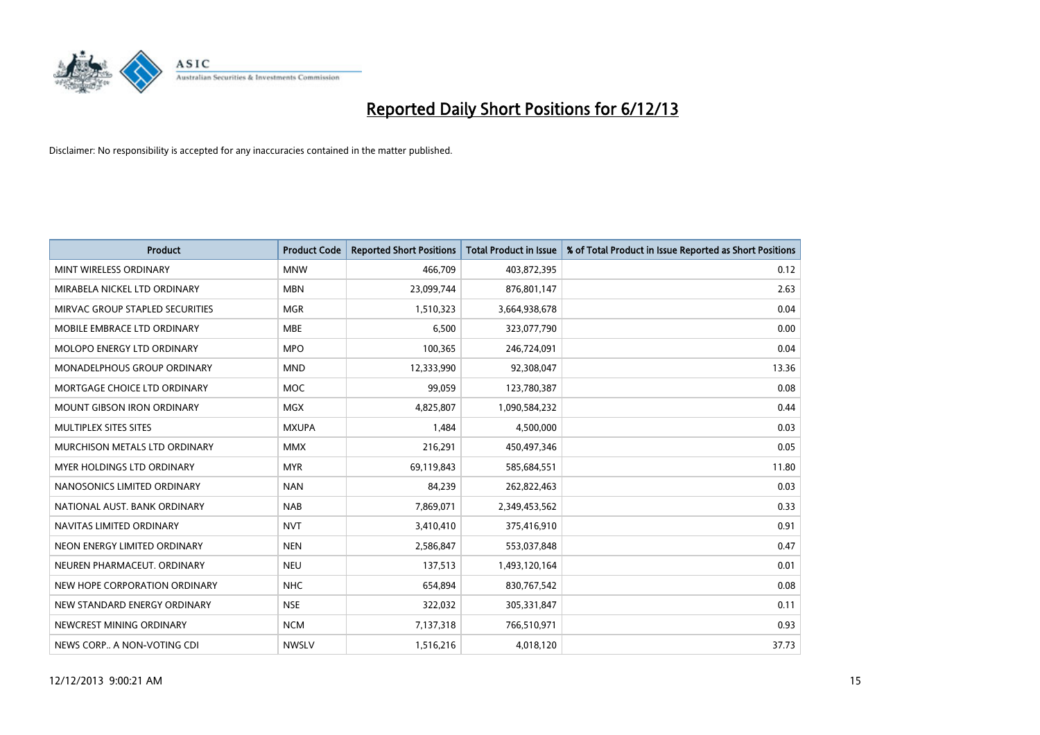# Reported Daily Short Positions for 6/12/13

Disclaimer: No responsibility is accepted for any inaccuracies contained in the matter published.

| Product | Product Code | Reported Short Positions | Total Product in Issue | % of Total Product in Issue Reported as Short Positions |
|---|---|---|---|---|
| MINT WIRELESS ORDINARY | MNW | 466,709 | 403,872,395 | 0.12 |
| MIRABELA NICKEL LTD ORDINARY | MBN | 23,099,744 | 876,801,147 | 2.63 |
| MIRVAC GROUP STAPLED SECURITIES | MGR | 1,510,323 | 3,664,938,678 | 0.04 |
| MOBILE EMBRACE LTD ORDINARY | MBE | 6,500 | 323,077,790 | 0.00 |
| MOLOPO ENERGY LTD ORDINARY | MPO | 100,365 | 246,724,091 | 0.04 |
| MONADELPHOUS GROUP ORDINARY | MND | 12,333,990 | 92,308,047 | 13.36 |
| MORTGAGE CHOICE LTD ORDINARY | MOC | 99,059 | 123,780,387 | 0.08 |
| MOUNT GIBSON IRON ORDINARY | MGX | 4,825,807 | 1,090,584,232 | 0.44 |
| MULTIPLEX SITES SITES | MXUPA | 1,484 | 4,500,000 | 0.03 |
| MURCHISON METALS LTD ORDINARY | MMX | 216,291 | 450,497,346 | 0.05 |
| MYER HOLDINGS LTD ORDINARY | MYR | 69,119,843 | 585,684,551 | 11.80 |
| NANOSONICS LIMITED ORDINARY | NAN | 84,239 | 262,822,463 | 0.03 |
| NATIONAL AUST. BANK ORDINARY | NAB | 7,869,071 | 2,349,453,562 | 0.33 |
| NAVITAS LIMITED ORDINARY | NVT | 3,410,410 | 375,416,910 | 0.91 |
| NEON ENERGY LIMITED ORDINARY | NEN | 2,586,847 | 553,037,848 | 0.47 |
| NEUREN PHARMACEUT. ORDINARY | NEU | 137,513 | 1,493,120,164 | 0.01 |
| NEW HOPE CORPORATION ORDINARY | NHC | 654,894 | 830,767,542 | 0.08 |
| NEW STANDARD ENERGY ORDINARY | NSE | 322,032 | 305,331,847 | 0.11 |
| NEWCREST MINING ORDINARY | NCM | 7,137,318 | 766,510,971 | 0.93 |
| NEWS CORP.. A NON-VOTING CDI | NWSLV | 1,516,216 | 4,018,120 | 37.73 |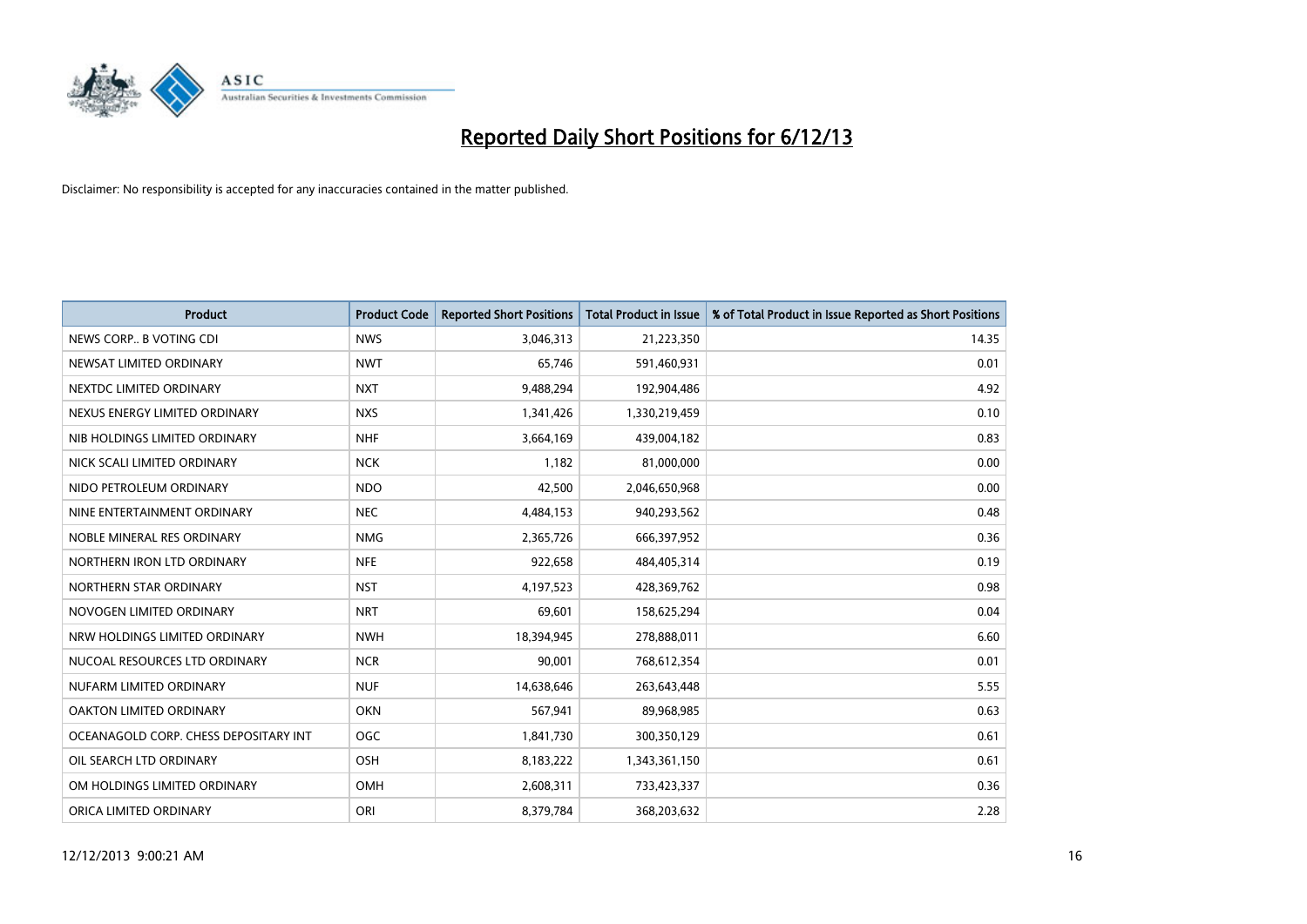# Reported Daily Short Positions for 6/12/13

Disclaimer: No responsibility is accepted for any inaccuracies contained in the matter published.

| Product | Product Code | Reported Short Positions | Total Product in Issue | % of Total Product in Issue Reported as Short Positions |
|---|---|---|---|---|
| NEWS CORP.. B VOTING CDI | NWS | 3,046,313 | 21,223,350 | 14.35 |
| NEWSAT LIMITED ORDINARY | NWT | 65,746 | 591,460,931 | 0.01 |
| NEXTDC LIMITED ORDINARY | NXT | 9,488,294 | 192,904,486 | 4.92 |
| NEXUS ENERGY LIMITED ORDINARY | NXS | 1,341,426 | 1,330,219,459 | 0.10 |
| NIB HOLDINGS LIMITED ORDINARY | NHF | 3,664,169 | 439,004,182 | 0.83 |
| NICK SCALI LIMITED ORDINARY | NCK | 1,182 | 81,000,000 | 0.00 |
| NIDO PETROLEUM ORDINARY | NDO | 42,500 | 2,046,650,968 | 0.00 |
| NINE ENTERTAINMENT ORDINARY | NEC | 4,484,153 | 940,293,562 | 0.48 |
| NOBLE MINERAL RES ORDINARY | NMG | 2,365,726 | 666,397,952 | 0.36 |
| NORTHERN IRON LTD ORDINARY | NFE | 922,658 | 484,405,314 | 0.19 |
| NORTHERN STAR ORDINARY | NST | 4,197,523 | 428,369,762 | 0.98 |
| NOVOGEN LIMITED ORDINARY | NRT | 69,601 | 158,625,294 | 0.04 |
| NRW HOLDINGS LIMITED ORDINARY | NWH | 18,394,945 | 278,888,011 | 6.60 |
| NUCOAL RESOURCES LTD ORDINARY | NCR | 90,001 | 768,612,354 | 0.01 |
| NUFARM LIMITED ORDINARY | NUF | 14,638,646 | 263,643,448 | 5.55 |
| OAKTON LIMITED ORDINARY | OKN | 567,941 | 89,968,985 | 0.63 |
| OCEANAGOLD CORP. CHESS DEPOSITARY INT | OGC | 1,841,730 | 300,350,129 | 0.61 |
| OIL SEARCH LTD ORDINARY | OSH | 8,183,222 | 1,343,361,150 | 0.61 |
| OM HOLDINGS LIMITED ORDINARY | OMH | 2,608,311 | 733,423,337 | 0.36 |
| ORICA LIMITED ORDINARY | ORI | 8,379,784 | 368,203,632 | 2.28 |

12/12/2013 9:00:21 AM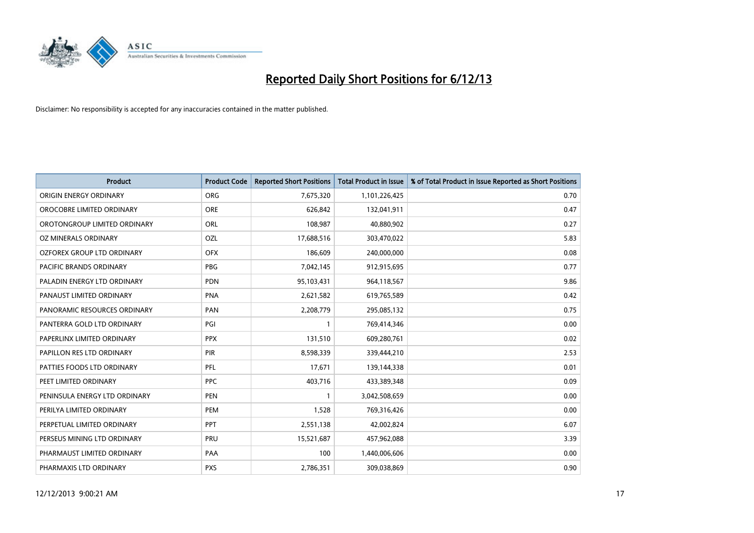# Reported Daily Short Positions for 6/12/13

Disclaimer: No responsibility is accepted for any inaccuracies contained in the matter published.

| Product | Product Code | Reported Short Positions | Total Product in Issue | % of Total Product in Issue Reported as Short Positions |
|---|---|---|---|---|
| ORIGIN ENERGY ORDINARY | ORG | 7,675,320 | 1,101,226,425 | 0.70 |
| OROCOBRE LIMITED ORDINARY | ORE | 626,842 | 132,041,911 | 0.47 |
| OROTONGROUP LIMITED ORDINARY | ORL | 108,987 | 40,880,902 | 0.27 |
| OZ MINERALS ORDINARY | OZL | 17,688,516 | 303,470,022 | 5.83 |
| OZFOREX GROUP LTD ORDINARY | OFX | 186,609 | 240,000,000 | 0.08 |
| PACIFIC BRANDS ORDINARY | PBG | 7,042,145 | 912,915,695 | 0.77 |
| PALADIN ENERGY LTD ORDINARY | PDN | 95,103,431 | 964,118,567 | 9.86 |
| PANAUST LIMITED ORDINARY | PNA | 2,621,582 | 619,765,589 | 0.42 |
| PANORAMIC RESOURCES ORDINARY | PAN | 2,208,779 | 295,085,132 | 0.75 |
| PANTERRA GOLD LTD ORDINARY | PGI | 1 | 769,414,346 | 0.00 |
| PAPERLINX LIMITED ORDINARY | PPX | 131,510 | 609,280,761 | 0.02 |
| PAPILLON RES LTD ORDINARY | PIR | 8,598,339 | 339,444,210 | 2.53 |
| PATTIES FOODS LTD ORDINARY | PFL | 17,671 | 139,144,338 | 0.01 |
| PEET LIMITED ORDINARY | PPC | 403,716 | 433,389,348 | 0.09 |
| PENINSULA ENERGY LTD ORDINARY | PEN | 1 | 3,042,508,659 | 0.00 |
| PERILYA LIMITED ORDINARY | PEM | 1,528 | 769,316,426 | 0.00 |
| PERPETUAL LIMITED ORDINARY | PPT | 2,551,138 | 42,002,824 | 6.07 |
| PERSEUS MINING LTD ORDINARY | PRU | 15,521,687 | 457,962,088 | 3.39 |
| PHARMAUST LIMITED ORDINARY | PAA | 100 | 1,440,006,606 | 0.00 |
| PHARMAXIS LTD ORDINARY | PXS | 2,786,351 | 309,038,869 | 0.90 |

12/12/2013 9:00:21 AM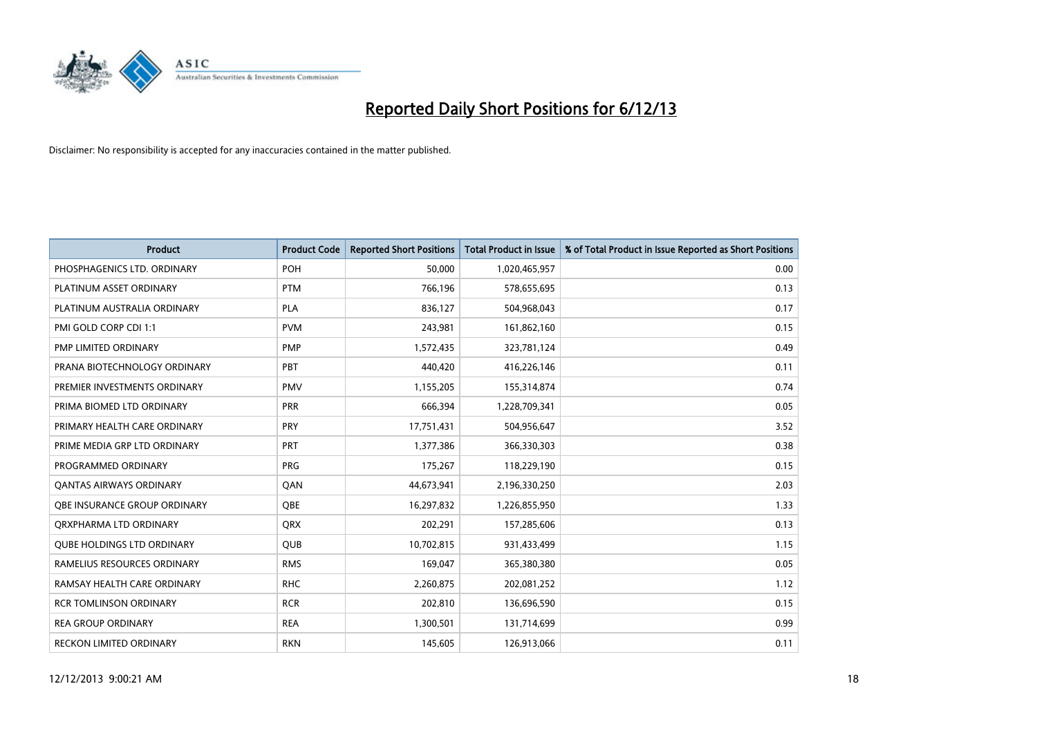# Reported Daily Short Positions for 6/12/13

Disclaimer: No responsibility is accepted for any inaccuracies contained in the matter published.

| Product | Product Code | Reported Short Positions | Total Product in Issue | % of Total Product in Issue Reported as Short Positions |
|---|---|---|---|---|
| PHOSPHAGENICS LTD. ORDINARY | POH | 50,000 | 1,020,465,957 | 0.00 |
| PLATINUM ASSET ORDINARY | PTM | 766,196 | 578,655,695 | 0.13 |
| PLATINUM AUSTRALIA ORDINARY | PLA | 836,127 | 504,968,043 | 0.17 |
| PMI GOLD CORP CDI 1:1 | PVM | 243,981 | 161,862,160 | 0.15 |
| PMP LIMITED ORDINARY | PMP | 1,572,435 | 323,781,124 | 0.49 |
| PRANA BIOTECHNOLOGY ORDINARY | PBT | 440,420 | 416,226,146 | 0.11 |
| PREMIER INVESTMENTS ORDINARY | PMV | 1,155,205 | 155,314,874 | 0.74 |
| PRIMA BIOMED LTD ORDINARY | PRR | 666,394 | 1,228,709,341 | 0.05 |
| PRIMARY HEALTH CARE ORDINARY | PRY | 17,751,431 | 504,956,647 | 3.52 |
| PRIME MEDIA GRP LTD ORDINARY | PRT | 1,377,386 | 366,330,303 | 0.38 |
| PROGRAMMED ORDINARY | PRG | 175,267 | 118,229,190 | 0.15 |
| QANTAS AIRWAYS ORDINARY | QAN | 44,673,941 | 2,196,330,250 | 2.03 |
| QBE INSURANCE GROUP ORDINARY | QBE | 16,297,832 | 1,226,855,950 | 1.33 |
| QRXPHARMA LTD ORDINARY | QRX | 202,291 | 157,285,606 | 0.13 |
| QUBE HOLDINGS LTD ORDINARY | QUB | 10,702,815 | 931,433,499 | 1.15 |
| RAMELIUS RESOURCES ORDINARY | RMS | 169,047 | 365,380,380 | 0.05 |
| RAMSAY HEALTH CARE ORDINARY | RHC | 2,260,875 | 202,081,252 | 1.12 |
| RCR TOMLINSON ORDINARY | RCR | 202,810 | 136,696,590 | 0.15 |
| REA GROUP ORDINARY | REA | 1,300,501 | 131,714,699 | 0.99 |
| RECKON LIMITED ORDINARY | RKN | 145,605 | 126,913,066 | 0.11 |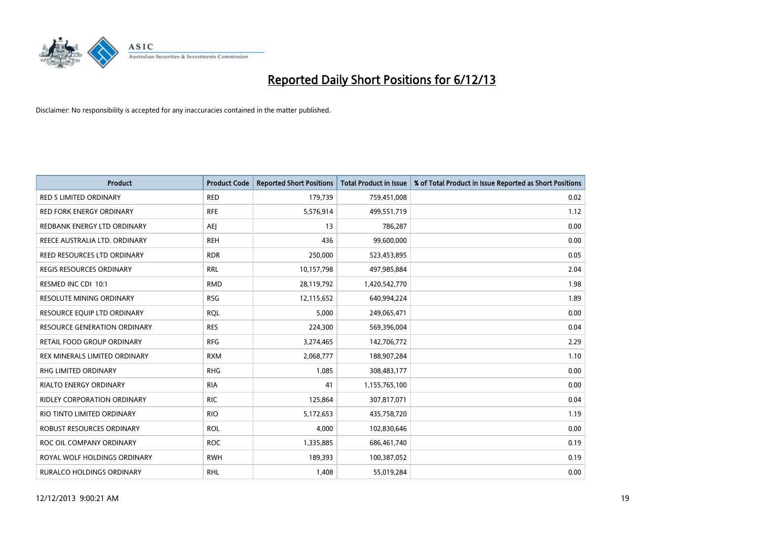# Reported Daily Short Positions for 6/12/13

Disclaimer: No responsibility is accepted for any inaccuracies contained in the matter published.

| Product | Product Code | Reported Short Positions | Total Product in Issue | % of Total Product in Issue Reported as Short Positions |
|---|---|---|---|---|
| RED 5 LIMITED ORDINARY | RED | 179,739 | 759,451,008 | 0.02 |
| RED FORK ENERGY ORDINARY | RFE | 5,576,914 | 499,551,719 | 1.12 |
| REDBANK ENERGY LTD ORDINARY | AEJ | 13 | 786,287 | 0.00 |
| REECE AUSTRALIA LTD. ORDINARY | REH | 436 | 99,600,000 | 0.00 |
| REED RESOURCES LTD ORDINARY | RDR | 250,000 | 523,453,895 | 0.05 |
| REGIS RESOURCES ORDINARY | RRL | 10,157,798 | 497,985,884 | 2.04 |
| RESMED INC CDI 10:1 | RMD | 28,119,792 | 1,420,542,770 | 1.98 |
| RESOLUTE MINING ORDINARY | RSG | 12,115,652 | 640,994,224 | 1.89 |
| RESOURCE EQUIP LTD ORDINARY | RQL | 5,000 | 249,065,471 | 0.00 |
| RESOURCE GENERATION ORDINARY | RES | 224,300 | 569,396,004 | 0.04 |
| RETAIL FOOD GROUP ORDINARY | RFG | 3,274,465 | 142,706,772 | 2.29 |
| REX MINERALS LIMITED ORDINARY | RXM | 2,068,777 | 188,907,284 | 1.10 |
| RHG LIMITED ORDINARY | RHG | 1,085 | 308,483,177 | 0.00 |
| RIALTO ENERGY ORDINARY | RIA | 41 | 1,155,765,100 | 0.00 |
| RIDLEY CORPORATION ORDINARY | RIC | 125,864 | 307,817,071 | 0.04 |
| RIO TINTO LIMITED ORDINARY | RIO | 5,172,653 | 435,758,720 | 1.19 |
| ROBUST RESOURCES ORDINARY | ROL | 4,000 | 102,830,646 | 0.00 |
| ROC OIL COMPANY ORDINARY | ROC | 1,335,885 | 686,461,740 | 0.19 |
| ROYAL WOLF HOLDINGS ORDINARY | RWH | 189,393 | 100,387,052 | 0.19 |
| RURALCO HOLDINGS ORDINARY | RHL | 1,408 | 55,019,284 | 0.00 |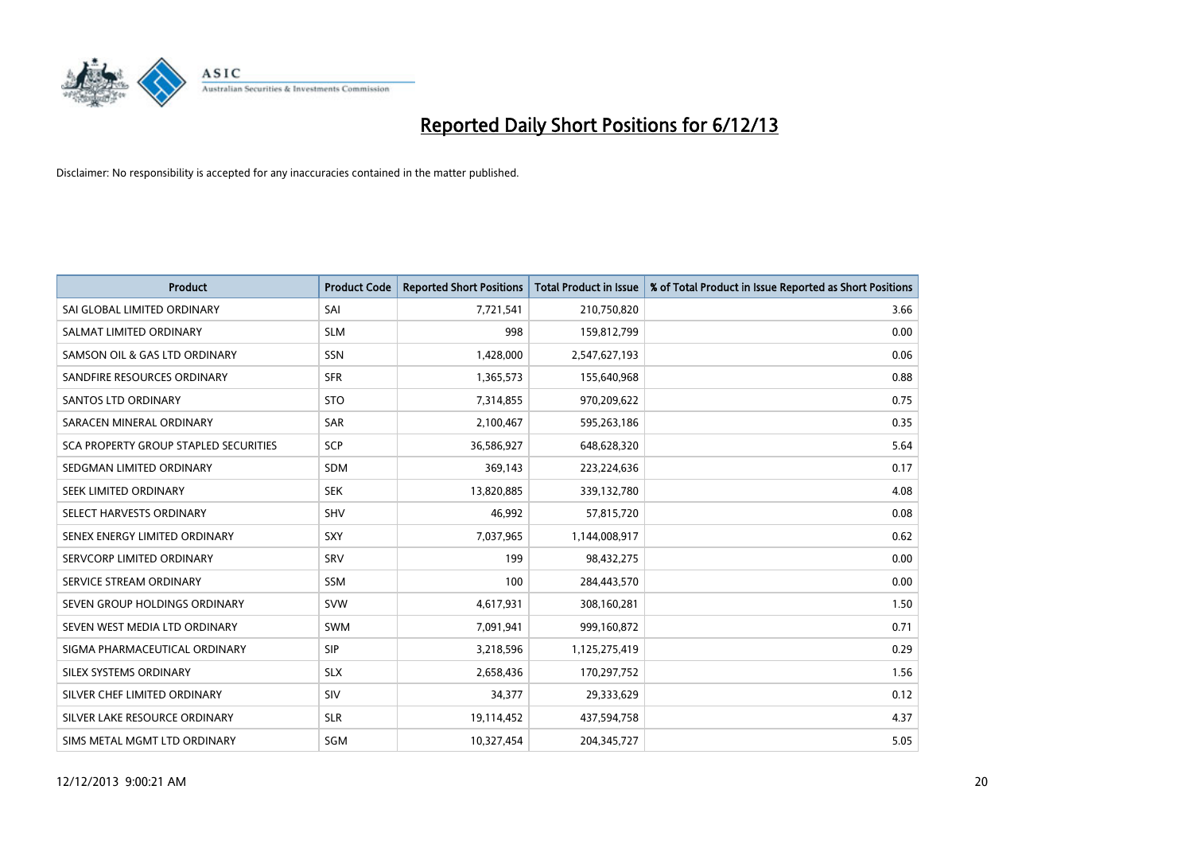# Reported Daily Short Positions for 6/12/13

Disclaimer: No responsibility is accepted for any inaccuracies contained in the matter published.

| Product | Product Code | Reported Short Positions | Total Product in Issue | % of Total Product in Issue Reported as Short Positions |
|---|---|---|---|---|
| SAI GLOBAL LIMITED ORDINARY | SAI | 7,721,541 | 210,750,820 | 3.66 |
| SALMAT LIMITED ORDINARY | SLM | 998 | 159,812,799 | 0.00 |
| SAMSON OIL & GAS LTD ORDINARY | SSN | 1,428,000 | 2,547,627,193 | 0.06 |
| SANDFIRE RESOURCES ORDINARY | SFR | 1,365,573 | 155,640,968 | 0.88 |
| SANTOS LTD ORDINARY | STO | 7,314,855 | 970,209,622 | 0.75 |
| SARACEN MINERAL ORDINARY | SAR | 2,100,467 | 595,263,186 | 0.35 |
| SCA PROPERTY GROUP STAPLED SECURITIES | SCP | 36,586,927 | 648,628,320 | 5.64 |
| SEDGMAN LIMITED ORDINARY | SDM | 369,143 | 223,224,636 | 0.17 |
| SEEK LIMITED ORDINARY | SEK | 13,820,885 | 339,132,780 | 4.08 |
| SELECT HARVESTS ORDINARY | SHV | 46,992 | 57,815,720 | 0.08 |
| SENEX ENERGY LIMITED ORDINARY | SXY | 7,037,965 | 1,144,008,917 | 0.62 |
| SERVCORP LIMITED ORDINARY | SRV | 199 | 98,432,275 | 0.00 |
| SERVICE STREAM ORDINARY | SSM | 100 | 284,443,570 | 0.00 |
| SEVEN GROUP HOLDINGS ORDINARY | SVW | 4,617,931 | 308,160,281 | 1.50 |
| SEVEN WEST MEDIA LTD ORDINARY | SWM | 7,091,941 | 999,160,872 | 0.71 |
| SIGMA PHARMACEUTICAL ORDINARY | SIP | 3,218,596 | 1,125,275,419 | 0.29 |
| SILEX SYSTEMS ORDINARY | SLX | 2,658,436 | 170,297,752 | 1.56 |
| SILVER CHEF LIMITED ORDINARY | SIV | 34,377 | 29,333,629 | 0.12 |
| SILVER LAKE RESOURCE ORDINARY | SLR | 19,114,452 | 437,594,758 | 4.37 |
| SIMS METAL MGMT LTD ORDINARY | SGM | 10,327,454 | 204,345,727 | 5.05 |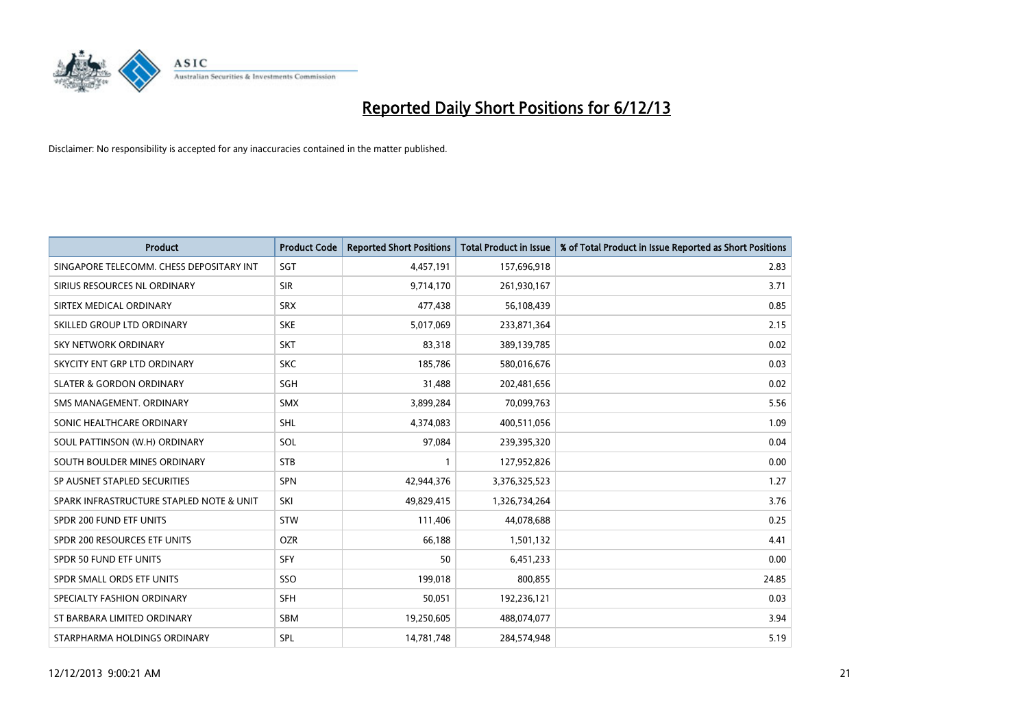# Reported Daily Short Positions for 6/12/13

Disclaimer: No responsibility is accepted for any inaccuracies contained in the matter published.

| Product | Product Code | Reported Short Positions | Total Product in Issue | % of Total Product in Issue Reported as Short Positions |
|---|---|---|---|---|
| SINGAPORE TELECOMM. CHESS DEPOSITARY INT | SGT | 4,457,191 | 157,696,918 | 2.83 |
| SIRIUS RESOURCES NL ORDINARY | SIR | 9,714,170 | 261,930,167 | 3.71 |
| SIRTEX MEDICAL ORDINARY | SRX | 477,438 | 56,108,439 | 0.85 |
| SKILLED GROUP LTD ORDINARY | SKE | 5,017,069 | 233,871,364 | 2.15 |
| SKY NETWORK ORDINARY | SKT | 83,318 | 389,139,785 | 0.02 |
| SKYCITY ENT GRP LTD ORDINARY | SKC | 185,786 | 580,016,676 | 0.03 |
| SLATER & GORDON ORDINARY | SGH | 31,488 | 202,481,656 | 0.02 |
| SMS MANAGEMENT. ORDINARY | SMX | 3,899,284 | 70,099,763 | 5.56 |
| SONIC HEALTHCARE ORDINARY | SHL | 4,374,083 | 400,511,056 | 1.09 |
| SOUL PATTINSON (W.H) ORDINARY | SOL | 97,084 | 239,395,320 | 0.04 |
| SOUTH BOULDER MINES ORDINARY | STB | 1 | 127,952,826 | 0.00 |
| SP AUSNET STAPLED SECURITIES | SPN | 42,944,376 | 3,376,325,523 | 1.27 |
| SPARK INFRASTRUCTURE STAPLED NOTE & UNIT | SKI | 49,829,415 | 1,326,734,264 | 3.76 |
| SPDR 200 FUND ETF UNITS | STW | 111,406 | 44,078,688 | 0.25 |
| SPDR 200 RESOURCES ETF UNITS | OZR | 66,188 | 1,501,132 | 4.41 |
| SPDR 50 FUND ETF UNITS | SFY | 50 | 6,451,233 | 0.00 |
| SPDR SMALL ORDS ETF UNITS | SSO | 199,018 | 800,855 | 24.85 |
| SPECIALTY FASHION ORDINARY | SFH | 50,051 | 192,236,121 | 0.03 |
| ST BARBARA LIMITED ORDINARY | SBM | 19,250,605 | 488,074,077 | 3.94 |
| STARPHARMA HOLDINGS ORDINARY | SPL | 14,781,748 | 284,574,948 | 5.19 |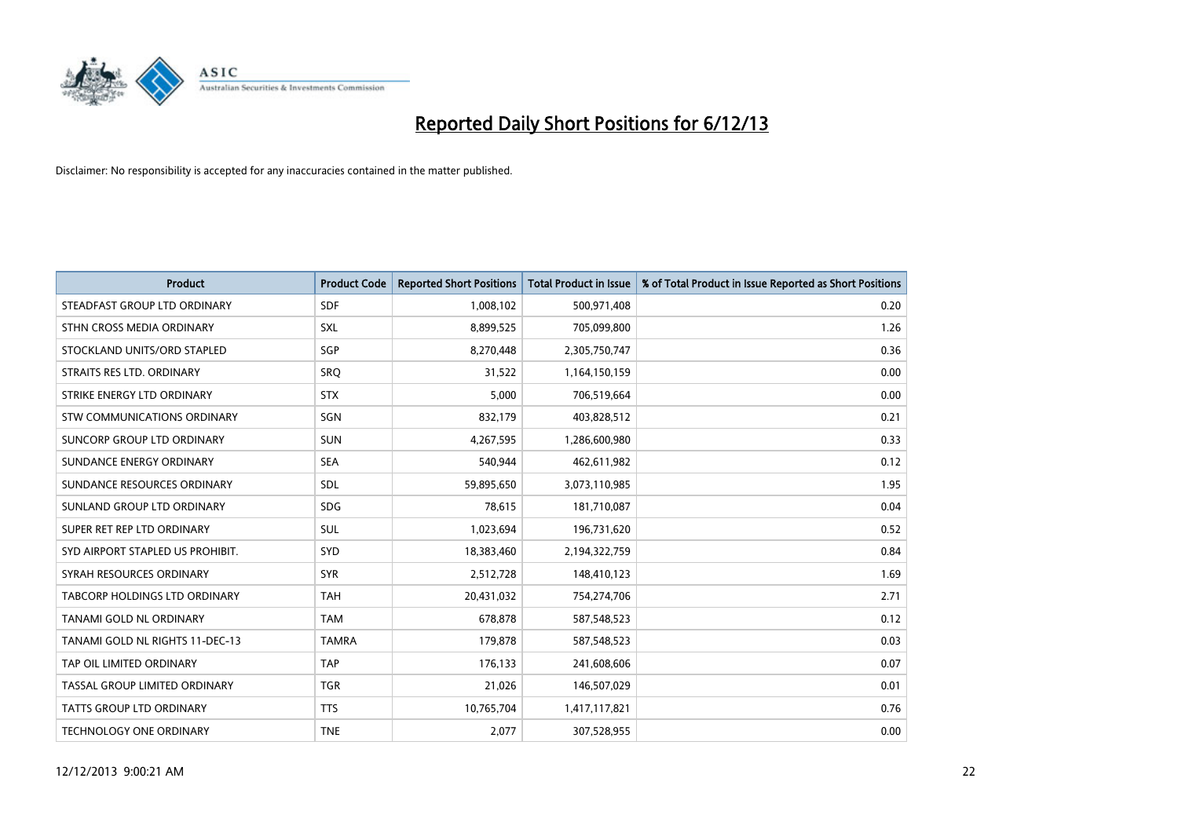# Reported Daily Short Positions for 6/12/13

Disclaimer: No responsibility is accepted for any inaccuracies contained in the matter published.

| Product | Product Code | Reported Short Positions | Total Product in Issue | % of Total Product in Issue Reported as Short Positions |
|---|---|---|---|---|
| STEADFAST GROUP LTD ORDINARY | SDF | 1,008,102 | 500,971,408 | 0.20 |
| STHN CROSS MEDIA ORDINARY | SXL | 8,899,525 | 705,099,800 | 1.26 |
| STOCKLAND UNITS/ORD STAPLED | SGP | 8,270,448 | 2,305,750,747 | 0.36 |
| STRAITS RES LTD. ORDINARY | SRQ | 31,522 | 1,164,150,159 | 0.00 |
| STRIKE ENERGY LTD ORDINARY | STX | 5,000 | 706,519,664 | 0.00 |
| STW COMMUNICATIONS ORDINARY | SGN | 832,179 | 403,828,512 | 0.21 |
| SUNCORP GROUP LTD ORDINARY | SUN | 4,267,595 | 1,286,600,980 | 0.33 |
| SUNDANCE ENERGY ORDINARY | SEA | 540,944 | 462,611,982 | 0.12 |
| SUNDANCE RESOURCES ORDINARY | SDL | 59,895,650 | 3,073,110,985 | 1.95 |
| SUNLAND GROUP LTD ORDINARY | SDG | 78,615 | 181,710,087 | 0.04 |
| SUPER RET REP LTD ORDINARY | SUL | 1,023,694 | 196,731,620 | 0.52 |
| SYD AIRPORT STAPLED US PROHIBIT. | SYD | 18,383,460 | 2,194,322,759 | 0.84 |
| SYRAH RESOURCES ORDINARY | SYR | 2,512,728 | 148,410,123 | 1.69 |
| TABCORP HOLDINGS LTD ORDINARY | TAH | 20,431,032 | 754,274,706 | 2.71 |
| TANAMI GOLD NL ORDINARY | TAM | 678,878 | 587,548,523 | 0.12 |
| TANAMI GOLD NL RIGHTS 11-DEC-13 | TAMRA | 179,878 | 587,548,523 | 0.03 |
| TAP OIL LIMITED ORDINARY | TAP | 176,133 | 241,608,606 | 0.07 |
| TASSAL GROUP LIMITED ORDINARY | TGR | 21,026 | 146,507,029 | 0.01 |
| TATTS GROUP LTD ORDINARY | TTS | 10,765,704 | 1,417,117,821 | 0.76 |
| TECHNOLOGY ONE ORDINARY | TNE | 2,077 | 307,528,955 | 0.00 |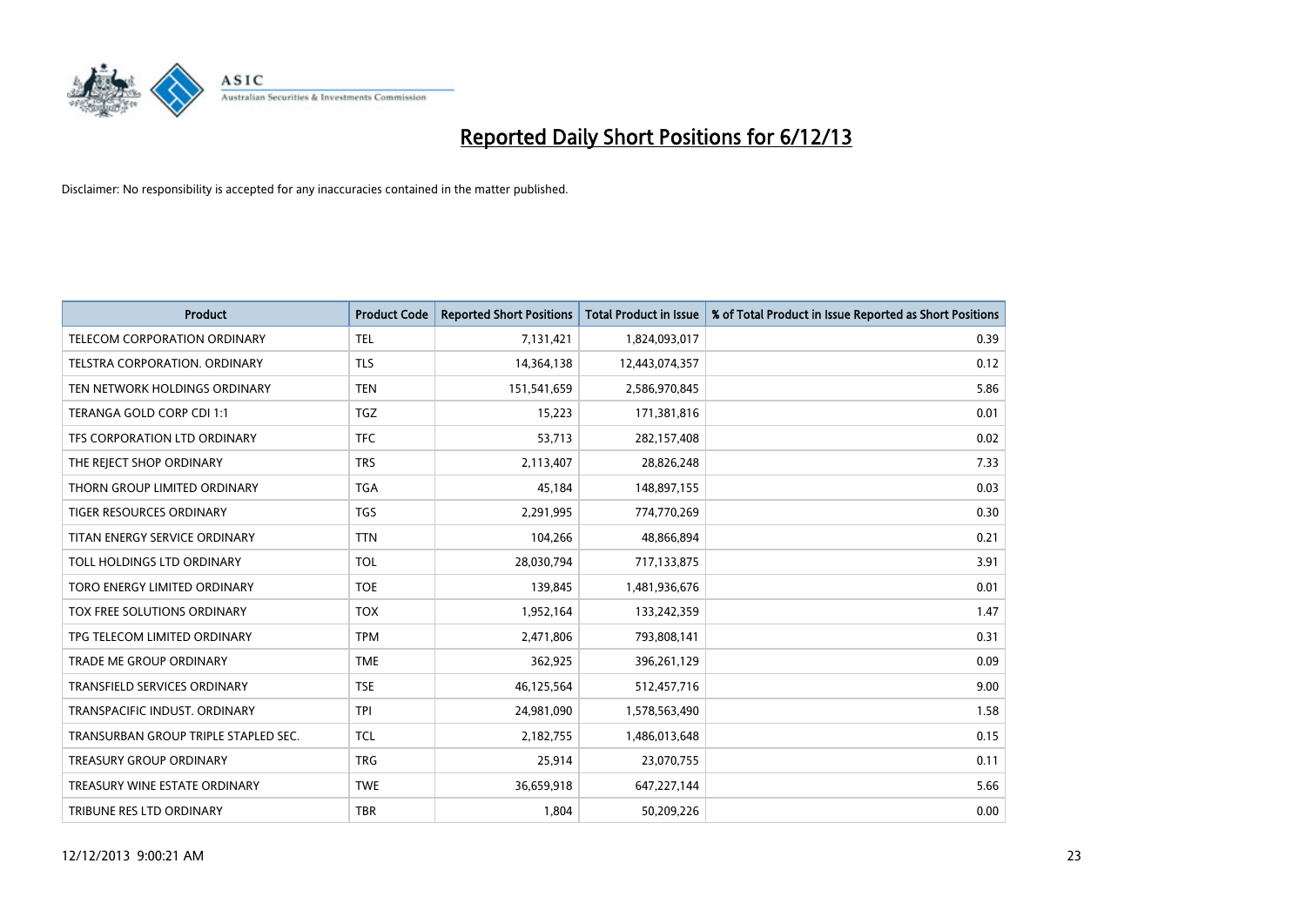# Reported Daily Short Positions for 6/12/13

Disclaimer: No responsibility is accepted for any inaccuracies contained in the matter published.

| Product | Product Code | Reported Short Positions | Total Product in Issue | % of Total Product in Issue Reported as Short Positions |
|---|---|---|---|---|
| TELECOM CORPORATION ORDINARY | TEL | 7,131,421 | 1,824,093,017 | 0.39 |
| TELSTRA CORPORATION. ORDINARY | TLS | 14,364,138 | 12,443,074,357 | 0.12 |
| TEN NETWORK HOLDINGS ORDINARY | TEN | 151,541,659 | 2,586,970,845 | 5.86 |
| TERANGA GOLD CORP CDI 1:1 | TGZ | 15,223 | 171,381,816 | 0.01 |
| TFS CORPORATION LTD ORDINARY | TFC | 53,713 | 282,157,408 | 0.02 |
| THE REJECT SHOP ORDINARY | TRS | 2,113,407 | 28,826,248 | 7.33 |
| THORN GROUP LIMITED ORDINARY | TGA | 45,184 | 148,897,155 | 0.03 |
| TIGER RESOURCES ORDINARY | TGS | 2,291,995 | 774,770,269 | 0.30 |
| TITAN ENERGY SERVICE ORDINARY | TTN | 104,266 | 48,866,894 | 0.21 |
| TOLL HOLDINGS LTD ORDINARY | TOL | 28,030,794 | 717,133,875 | 3.91 |
| TORO ENERGY LIMITED ORDINARY | TOE | 139,845 | 1,481,936,676 | 0.01 |
| TOX FREE SOLUTIONS ORDINARY | TOX | 1,952,164 | 133,242,359 | 1.47 |
| TPG TELECOM LIMITED ORDINARY | TPM | 2,471,806 | 793,808,141 | 0.31 |
| TRADE ME GROUP ORDINARY | TME | 362,925 | 396,261,129 | 0.09 |
| TRANSFIELD SERVICES ORDINARY | TSE | 46,125,564 | 512,457,716 | 9.00 |
| TRANSPACIFIC INDUST. ORDINARY | TPI | 24,981,090 | 1,578,563,490 | 1.58 |
| TRANSURBAN GROUP TRIPLE STAPLED SEC. | TCL | 2,182,755 | 1,486,013,648 | 0.15 |
| TREASURY GROUP ORDINARY | TRG | 25,914 | 23,070,755 | 0.11 |
| TREASURY WINE ESTATE ORDINARY | TWE | 36,659,918 | 647,227,144 | 5.66 |
| TRIBUNE RES LTD ORDINARY | TBR | 1,804 | 50,209,226 | 0.00 |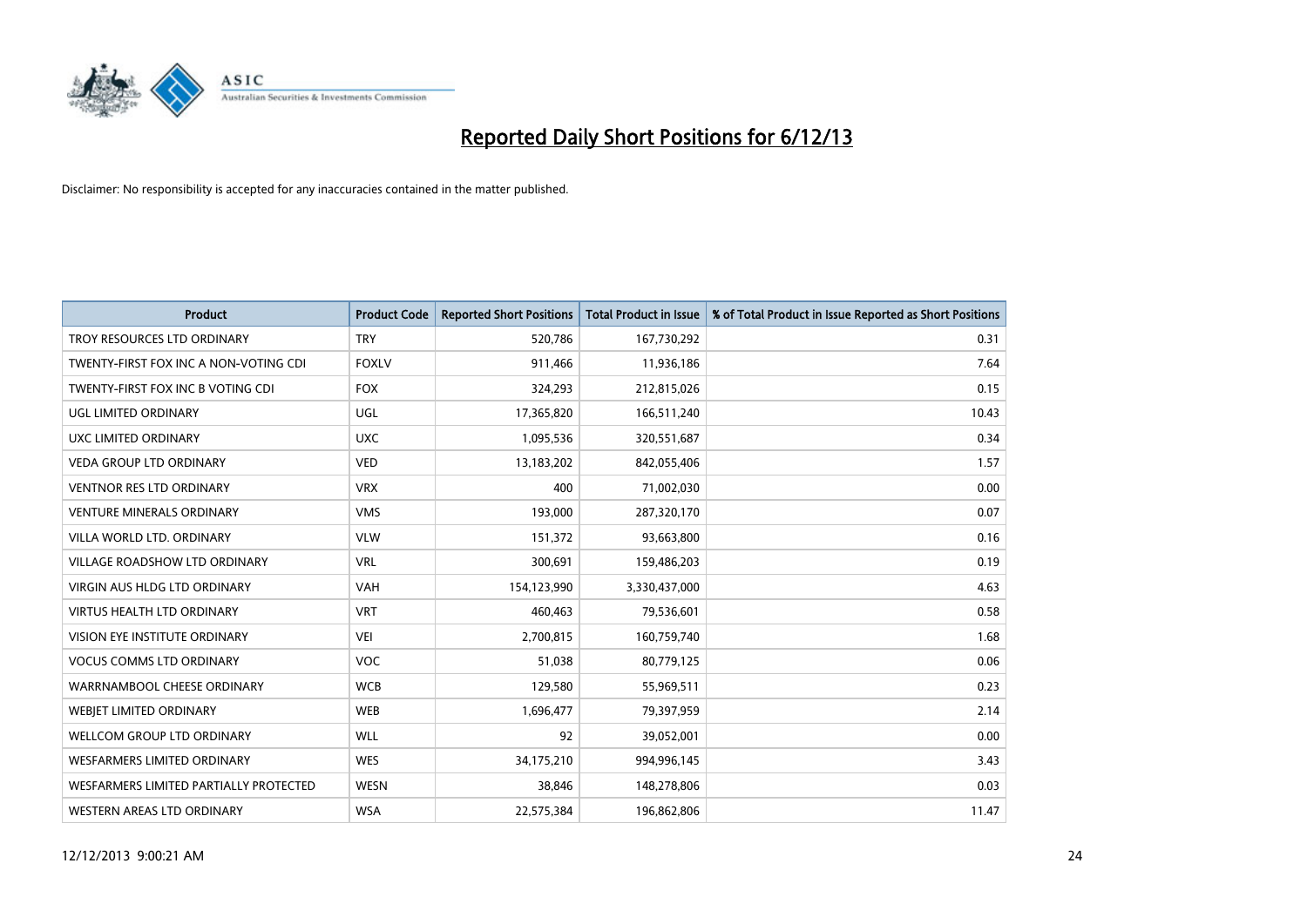# Reported Daily Short Positions for 6/12/13

Disclaimer: No responsibility is accepted for any inaccuracies contained in the matter published.

| Product | Product Code | Reported Short Positions | Total Product in Issue | % of Total Product in Issue Reported as Short Positions |
| --- | --- | --- | --- | --- |
| TROY RESOURCES LTD ORDINARY | TRY | 520,786 | 167,730,292 | 0.31 |
| TWENTY-FIRST FOX INC A NON-VOTING CDI | FOXLV | 911,466 | 11,936,186 | 7.64 |
| TWENTY-FIRST FOX INC B VOTING CDI | FOX | 324,293 | 212,815,026 | 0.15 |
| UGL LIMITED ORDINARY | UGL | 17,365,820 | 166,511,240 | 10.43 |
| UXC LIMITED ORDINARY | UXC | 1,095,536 | 320,551,687 | 0.34 |
| VEDA GROUP LTD ORDINARY | VED | 13,183,202 | 842,055,406 | 1.57 |
| VENTNOR RES LTD ORDINARY | VRX | 400 | 71,002,030 | 0.00 |
| VENTURE MINERALS ORDINARY | VMS | 193,000 | 287,320,170 | 0.07 |
| VILLA WORLD LTD. ORDINARY | VLW | 151,372 | 93,663,800 | 0.16 |
| VILLAGE ROADSHOW LTD ORDINARY | VRL | 300,691 | 159,486,203 | 0.19 |
| VIRGIN AUS HLDG LTD ORDINARY | VAH | 154,123,990 | 3,330,437,000 | 4.63 |
| VIRTUS HEALTH LTD ORDINARY | VRT | 460,463 | 79,536,601 | 0.58 |
| VISION EYE INSTITUTE ORDINARY | VEI | 2,700,815 | 160,759,740 | 1.68 |
| VOCUS COMMS LTD ORDINARY | VOC | 51,038 | 80,779,125 | 0.06 |
| WARRNAMBOOL CHEESE ORDINARY | WCB | 129,580 | 55,969,511 | 0.23 |
| WEBJET LIMITED ORDINARY | WEB | 1,696,477 | 79,397,959 | 2.14 |
| WELLCOM GROUP LTD ORDINARY | WLL | 92 | 39,052,001 | 0.00 |
| WESFARMERS LIMITED ORDINARY | WES | 34,175,210 | 994,996,145 | 3.43 |
| WESFARMERS LIMITED PARTIALLY PROTECTED | WESN | 38,846 | 148,278,806 | 0.03 |
| WESTERN AREAS LTD ORDINARY | WSA | 22,575,384 | 196,862,806 | 11.47 |

12/12/2013 9:00:21 AM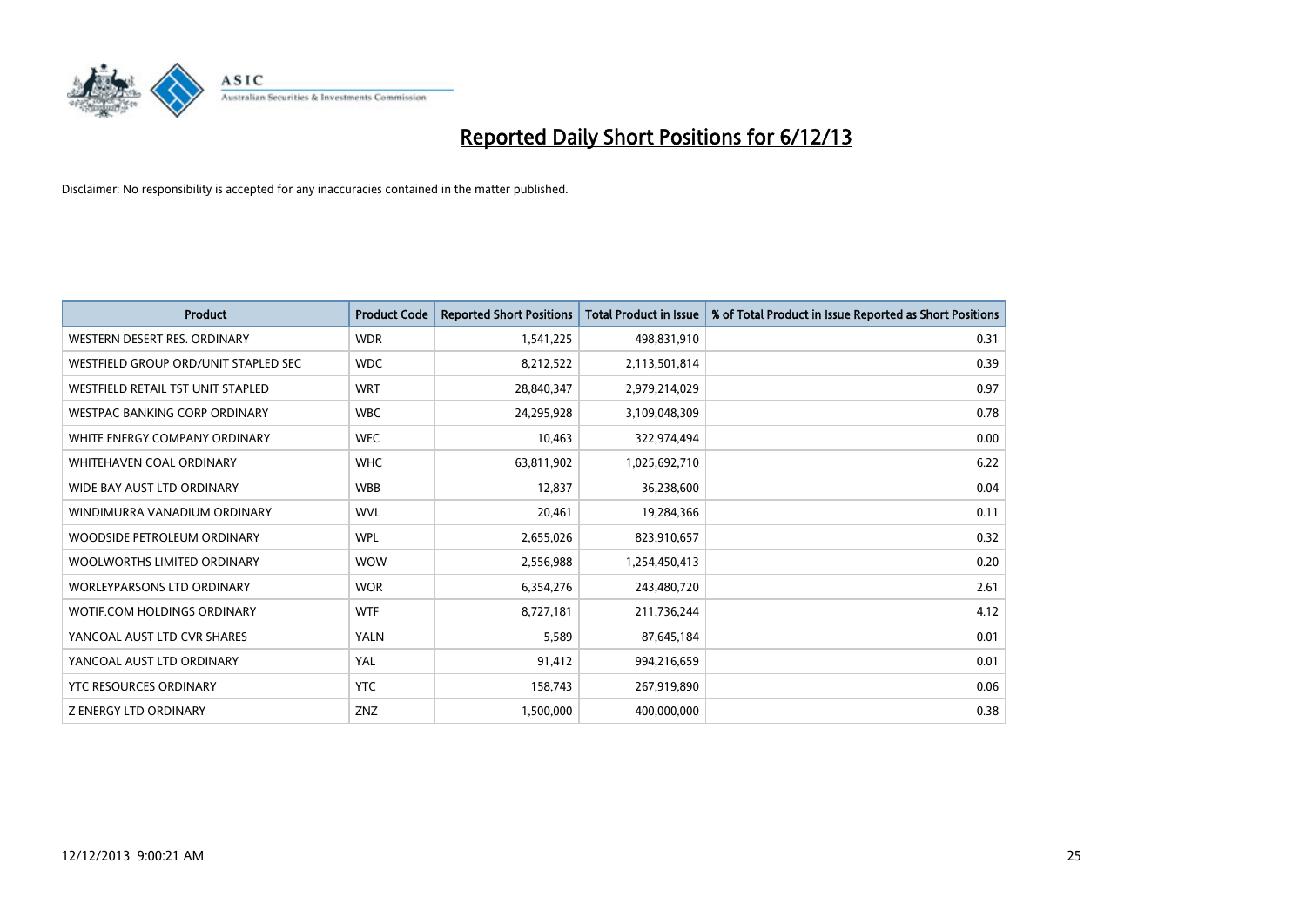# Reported Daily Short Positions for 6/12/13

Disclaimer: No responsibility is accepted for any inaccuracies contained in the matter published.

| Product | Product Code | Reported Short Positions | Total Product in Issue | % of Total Product in Issue Reported as Short Positions |
|---|---|---|---|---|
| WESTERN DESERT RES. ORDINARY | WDR | 1,541,225 | 498,831,910 | 0.31 |
| WESTFIELD GROUP ORD/UNIT STAPLED SEC | WDC | 8,212,522 | 2,113,501,814 | 0.39 |
| WESTFIELD RETAIL TST UNIT STAPLED | WRT | 28,840,347 | 2,979,214,029 | 0.97 |
| WESTPAC BANKING CORP ORDINARY | WBC | 24,295,928 | 3,109,048,309 | 0.78 |
| WHITE ENERGY COMPANY ORDINARY | WEC | 10,463 | 322,974,494 | 0.00 |
| WHITEHAVEN COAL ORDINARY | WHC | 63,811,902 | 1,025,692,710 | 6.22 |
| WIDE BAY AUST LTD ORDINARY | WBB | 12,837 | 36,238,600 | 0.04 |
| WINDIMURRA VANADIUM ORDINARY | WVL | 20,461 | 19,284,366 | 0.11 |
| WOODSIDE PETROLEUM ORDINARY | WPL | 2,655,026 | 823,910,657 | 0.32 |
| WOOLWORTHS LIMITED ORDINARY | WOW | 2,556,988 | 1,254,450,413 | 0.20 |
| WORLEYPARSONS LTD ORDINARY | WOR | 6,354,276 | 243,480,720 | 2.61 |
| WOTIF.COM HOLDINGS ORDINARY | WTF | 8,727,181 | 211,736,244 | 4.12 |
| YANCOAL AUST LTD CVR SHARES | YALN | 5,589 | 87,645,184 | 0.01 |
| YANCOAL AUST LTD ORDINARY | YAL | 91,412 | 994,216,659 | 0.01 |
| YTC RESOURCES ORDINARY | YTC | 158,743 | 267,919,890 | 0.06 |
| Z ENERGY LTD ORDINARY | ZNZ | 1,500,000 | 400,000,000 | 0.38 |